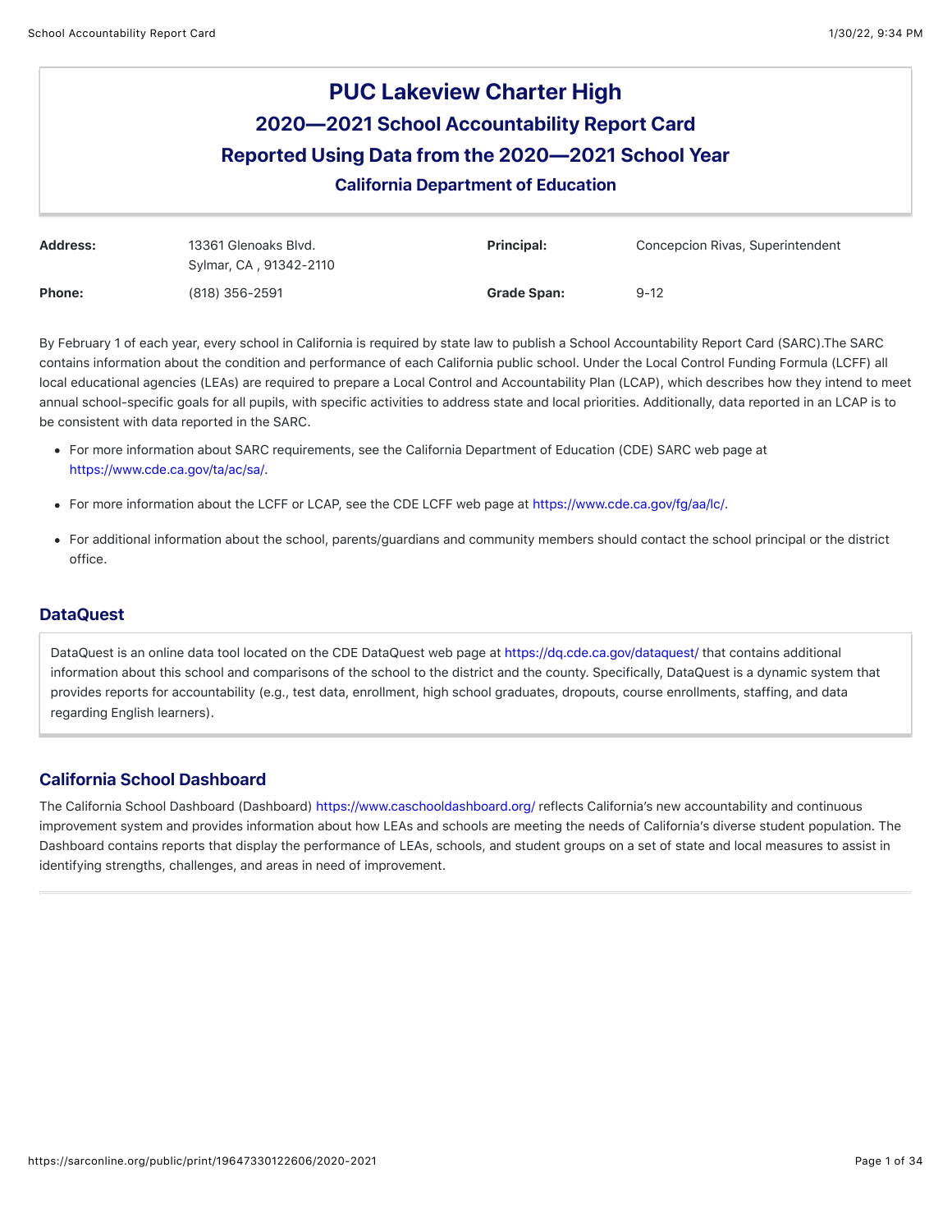# PUC Lakeview Charter High

## 2020—2021 School Accountability Report Card

## Reported Using Data from the 2020—2021 School Year

### California Department of Education

| | | | |
|---|---|---|---|
| **Address:** | 13361 Glenoaks Blvd. Sylmar, CA , 91342-2110 | **Principal:** | Concepcion Rivas, Superintendent |
| **Phone:** | (818) 356-2591 | **Grade Span:** | 9-12 |

By February 1 of each year, every school in California is required by state law to publish a School Accountability Report Card (SARC).The SARC contains information about the condition and performance of each California public school. Under the Local Control Funding Formula (LCFF) all local educational agencies (LEAs) are required to prepare a Local Control and Accountability Plan (LCAP), which describes how they intend to meet annual school-specific goals for all pupils, with specific activities to address state and local priorities. Additionally, data reported in an LCAP is to be consistent with data reported in the SARC.

- For more information about SARC requirements, see the California Department of Education (CDE) SARC web page at https://www.cde.ca.gov/ta/ac/sa/.
- For more information about the LCFF or LCAP, see the CDE LCFF web page at https://www.cde.ca.gov/fg/aa/lc/.
- For additional information about the school, parents/guardians and community members should contact the school principal or the district office.

## DataQuest

DataQuest is an online data tool located on the CDE DataQuest web page at https://dq.cde.ca.gov/dataquest/ that contains additional information about this school and comparisons of the school to the district and the county. Specifically, DataQuest is a dynamic system that provides reports for accountability (e.g., test data, enrollment, high school graduates, dropouts, course enrollments, staffing, and data regarding English learners).

## California School Dashboard

The California School Dashboard (Dashboard) https://www.caschooldashboard.org/ reflects California's new accountability and continuous improvement system and provides information about how LEAs and schools are meeting the needs of California's diverse student population. The Dashboard contains reports that display the performance of LEAs, schools, and student groups on a set of state and local measures to assist in identifying strengths, challenges, and areas in need of improvement.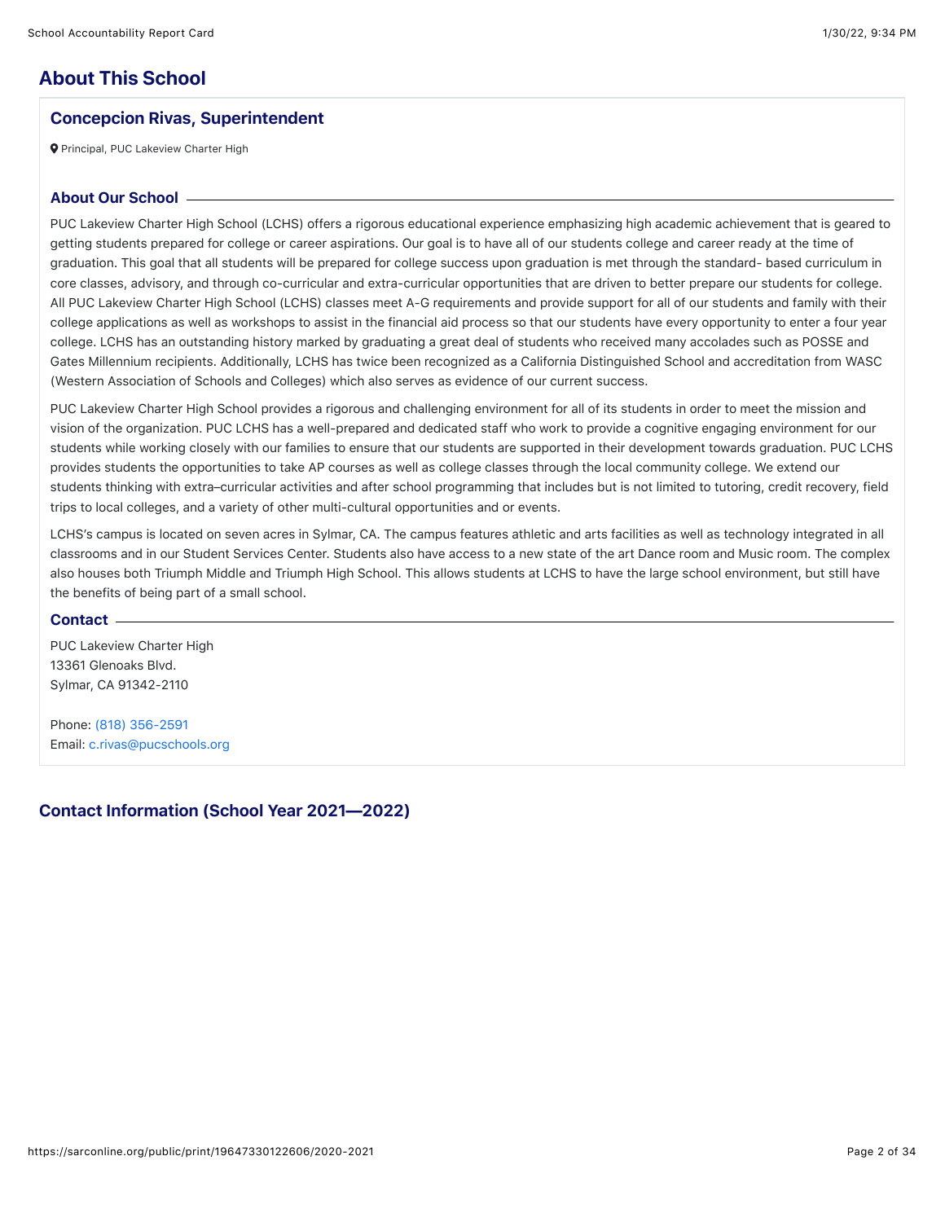# About This School

## Concepcion Rivas, Superintendent

Principal, PUC Lakeview Charter High

### About Our School

PUC Lakeview Charter High School (LCHS) offers a rigorous educational experience emphasizing high academic achievement that is geared to getting students prepared for college or career aspirations. Our goal is to have all of our students college and career ready at the time of graduation. This goal that all students will be prepared for college success upon graduation is met through the standard- based curriculum in core classes, advisory, and through co-curricular and extra-curricular opportunities that are driven to better prepare our students for college. All PUC Lakeview Charter High School (LCHS) classes meet A-G requirements and provide support for all of our students and family with their college applications as well as workshops to assist in the financial aid process so that our students have every opportunity to enter a four year college. LCHS has an outstanding history marked by graduating a great deal of students who received many accolades such as POSSE and Gates Millennium recipients. Additionally, LCHS has twice been recognized as a California Distinguished School and accreditation from WASC (Western Association of Schools and Colleges) which also serves as evidence of our current success.

PUC Lakeview Charter High School provides a rigorous and challenging environment for all of its students in order to meet the mission and vision of the organization. PUC LCHS has a well-prepared and dedicated staff who work to provide a cognitive engaging environment for our students while working closely with our families to ensure that our students are supported in their development towards graduation. PUC LCHS provides students the opportunities to take AP courses as well as college classes through the local community college. We extend our students thinking with extra–curricular activities and after school programming that includes but is not limited to tutoring, credit recovery, field trips to local colleges, and a variety of other multi-cultural opportunities and or events.

LCHS's campus is located on seven acres in Sylmar, CA. The campus features athletic and arts facilities as well as technology integrated in all classrooms and in our Student Services Center. Students also have access to a new state of the art Dance room and Music room. The complex also houses both Triumph Middle and Triumph High School. This allows students at LCHS to have the large school environment, but still have the benefits of being part of a small school.

### Contact

PUC Lakeview Charter High
13361 Glenoaks Blvd.
Sylmar, CA 91342-2110

Phone: (818) 356-2591
Email: c.rivas@pucschools.org

# Contact Information (School Year 2021—2022)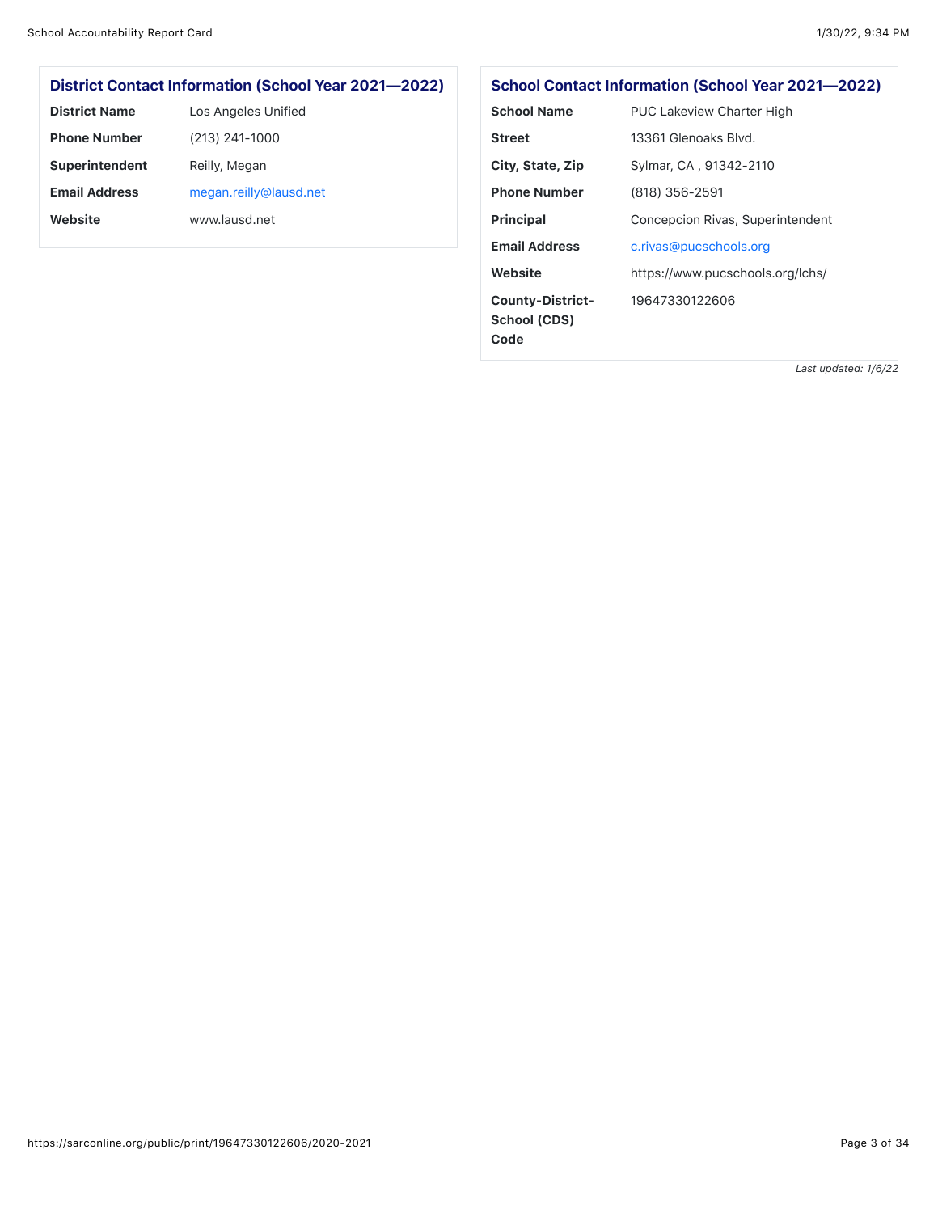### District Contact Information (School Year 2021—2022)

| | |
|---|---|
| **District Name** | Los Angeles Unified |
| **Phone Number** | (213) 241-1000 |
| **Superintendent** | Reilly, Megan |
| **Email Address** | megan.reilly@lausd.net |
| **Website** | www.lausd.net |

### School Contact Information (School Year 2021—2022)

| | |
|---|---|
| **School Name** | PUC Lakeview Charter High |
| **Street** | 13361 Glenoaks Blvd. |
| **City, State, Zip** | Sylmar, CA , 91342-2110 |
| **Phone Number** | (818) 356-2591 |
| **Principal** | Concepcion Rivas, Superintendent |
| **Email Address** | c.rivas@pucschools.org |
| **Website** | https://www.pucschools.org/lchs/ |
| **County-District-School (CDS) Code** | 19647330122606 |

*Last updated: 1/6/22*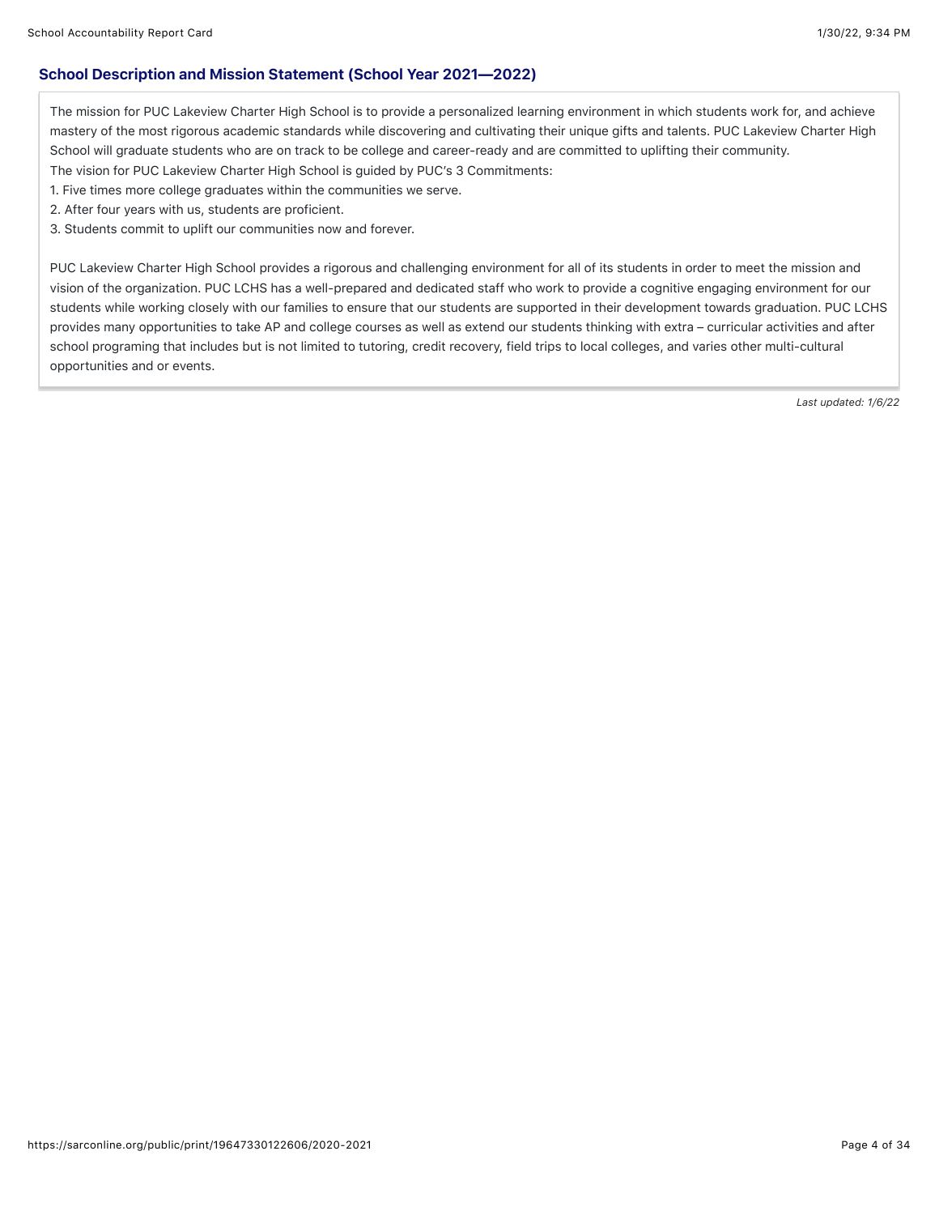## School Description and Mission Statement (School Year 2021—2022)

The mission for PUC Lakeview Charter High School is to provide a personalized learning environment in which students work for, and achieve mastery of the most rigorous academic standards while discovering and cultivating their unique gifts and talents. PUC Lakeview Charter High School will graduate students who are on track to be college and career-ready and are committed to uplifting their community.
The vision for PUC Lakeview Charter High School is guided by PUC's 3 Commitments:
1. Five times more college graduates within the communities we serve.
2. After four years with us, students are proficient.
3. Students commit to uplift our communities now and forever.

PUC Lakeview Charter High School provides a rigorous and challenging environment for all of its students in order to meet the mission and vision of the organization. PUC LCHS has a well-prepared and dedicated staff who work to provide a cognitive engaging environment for our students while working closely with our families to ensure that our students are supported in their development towards graduation. PUC LCHS provides many opportunities to take AP and college courses as well as extend our students thinking with extra – curricular activities and after school programing that includes but is not limited to tutoring, credit recovery, field trips to local colleges, and varies other multi-cultural opportunities and or events.

*Last updated: 1/6/22*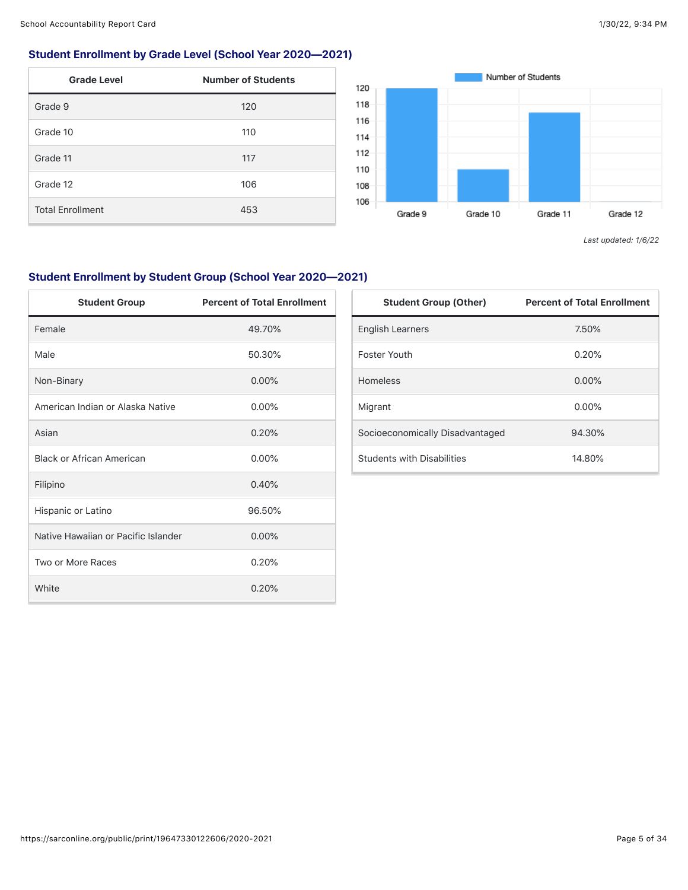## Student Enrollment by Grade Level (School Year 2020—2021)

| Grade Level | Number of Students |
|---|---|
| Grade 9 | 120 |
| Grade 10 | 110 |
| Grade 11 | 117 |
| Grade 12 | 106 |
| Total Enrollment | 453 |

*Last updated: 1/6/22*

## Student Enrollment by Student Group (School Year 2020—2021)

| Student Group | Percent of Total Enrollment |
|---|---|
| Female | 49.70% |
| Male | 50.30% |
| Non-Binary | 0.00% |
| American Indian or Alaska Native | 0.00% |
| Asian | 0.20% |
| Black or African American | 0.00% |
| Filipino | 0.40% |
| Hispanic or Latino | 96.50% |
| Native Hawaiian or Pacific Islander | 0.00% |
| Two or More Races | 0.20% |
| White | 0.20% |

| Student Group (Other) | Percent of Total Enrollment |
|---|---|
| English Learners | 7.50% |
| Foster Youth | 0.20% |
| Homeless | 0.00% |
| Migrant | 0.00% |
| Socioeconomically Disadvantaged | 94.30% |
| Students with Disabilities | 14.80% |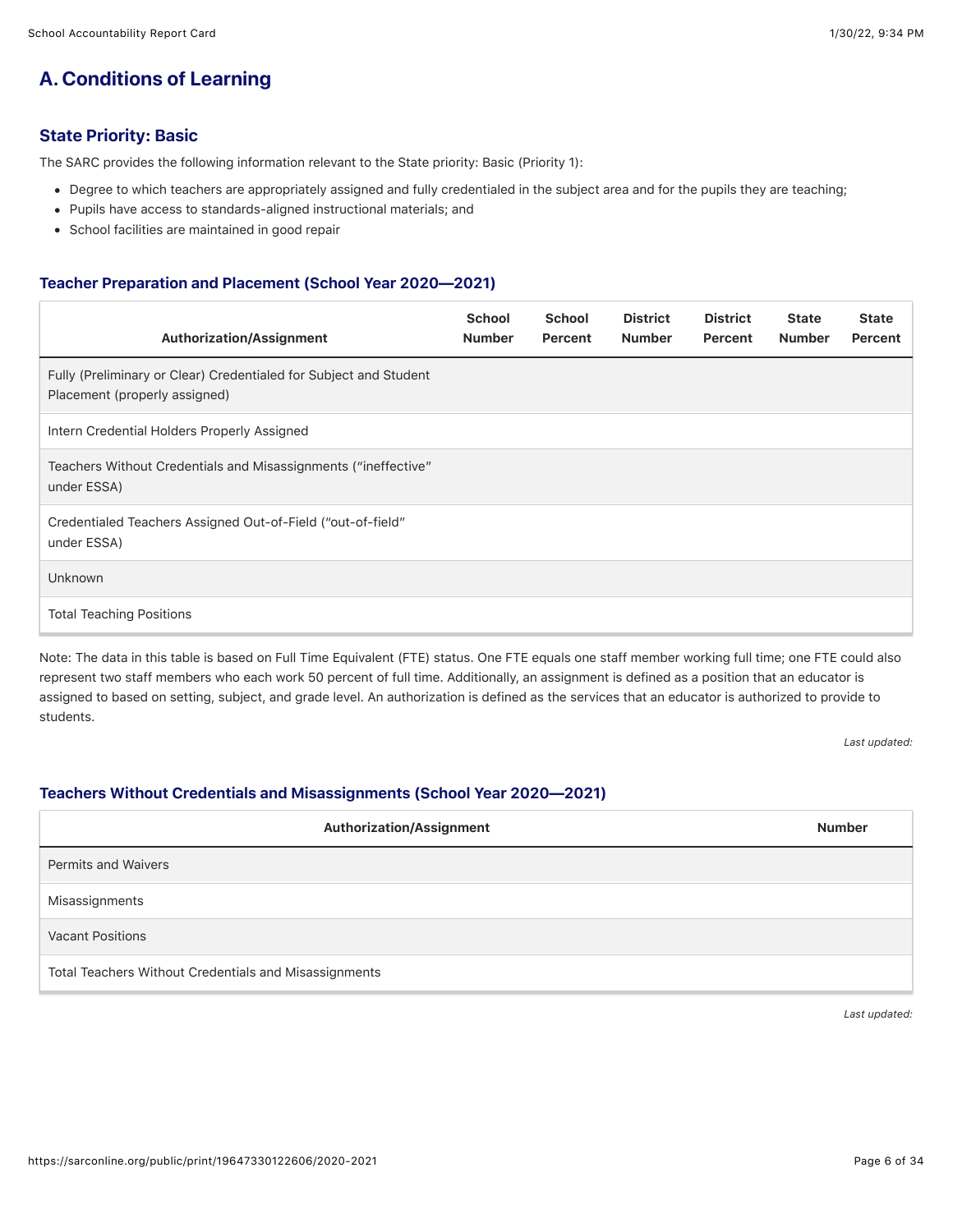## A. Conditions of Learning

### State Priority: Basic

The SARC provides the following information relevant to the State priority: Basic (Priority 1):

- Degree to which teachers are appropriately assigned and fully credentialed in the subject area and for the pupils they are teaching;
- Pupils have access to standards-aligned instructional materials; and
- School facilities are maintained in good repair

#### Teacher Preparation and Placement (School Year 2020—2021)

| Authorization/Assignment | School Number | School Percent | District Number | District Percent | State Number | State Percent |
|---|---|---|---|---|---|---|
| Fully (Preliminary or Clear) Credentialed for Subject and Student Placement (properly assigned) | | | | | | |
| Intern Credential Holders Properly Assigned | | | | | | |
| Teachers Without Credentials and Misassignments ("ineffective" under ESSA) | | | | | | |
| Credentialed Teachers Assigned Out-of-Field ("out-of-field" under ESSA) | | | | | | |
| Unknown | | | | | | |
| Total Teaching Positions | | | | | | |

Note: The data in this table is based on Full Time Equivalent (FTE) status. One FTE equals one staff member working full time; one FTE could also represent two staff members who each work 50 percent of full time. Additionally, an assignment is defined as a position that an educator is assigned to based on setting, subject, and grade level. An authorization is defined as the services that an educator is authorized to provide to students.

*Last updated:*

#### Teachers Without Credentials and Misassignments (School Year 2020—2021)

| Authorization/Assignment | Number |
|---|---|
| Permits and Waivers | |
| Misassignments | |
| Vacant Positions | |
| Total Teachers Without Credentials and Misassignments | |

*Last updated:*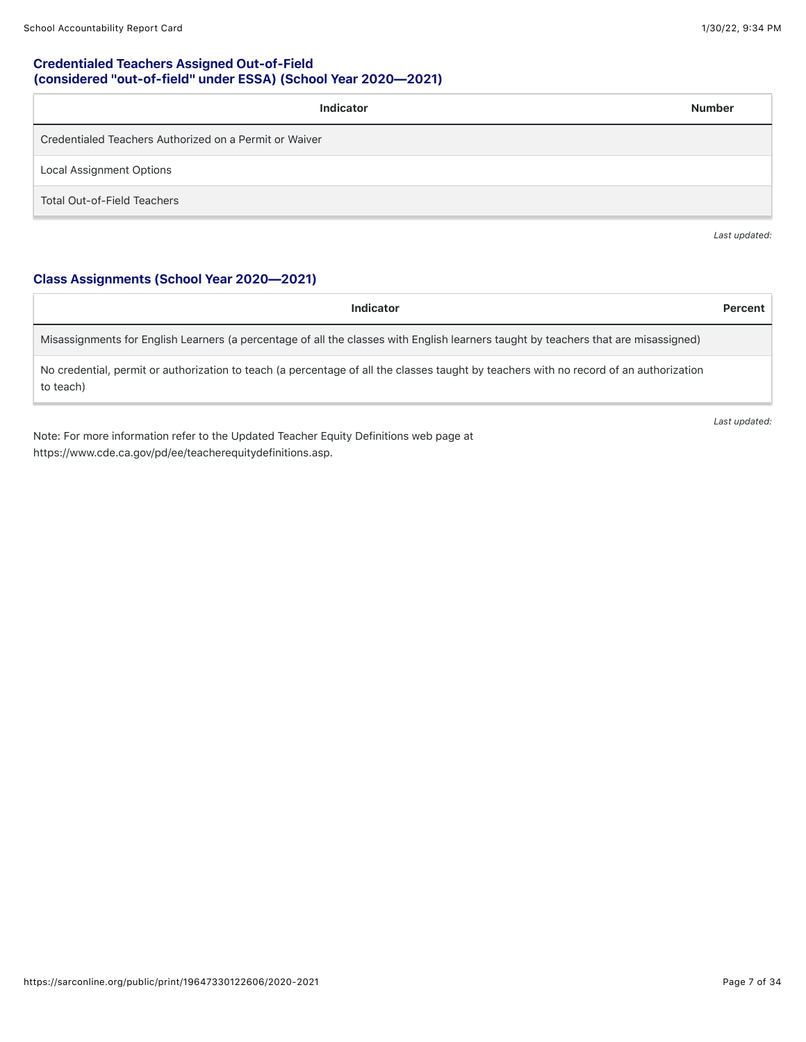### Credentialed Teachers Assigned Out-of-Field (considered "out-of-field" under ESSA) (School Year 2020—2021)

| Indicator | Number |
| --- | --- |
| Credentialed Teachers Authorized on a Permit or Waiver | |
| Local Assignment Options | |
| Total Out-of-Field Teachers | |

*Last updated:*

### Class Assignments (School Year 2020—2021)

| Indicator | Percent |
| --- | --- |
| Misassignments for English Learners (a percentage of all the classes with English learners taught by teachers that are misassigned) | |
| No credential, permit or authorization to teach (a percentage of all the classes taught by teachers with no record of an authorization to teach) | |

*Last updated:*

Note: For more information refer to the Updated Teacher Equity Definitions web page at https://www.cde.ca.gov/pd/ee/teacherequitydefinitions.asp.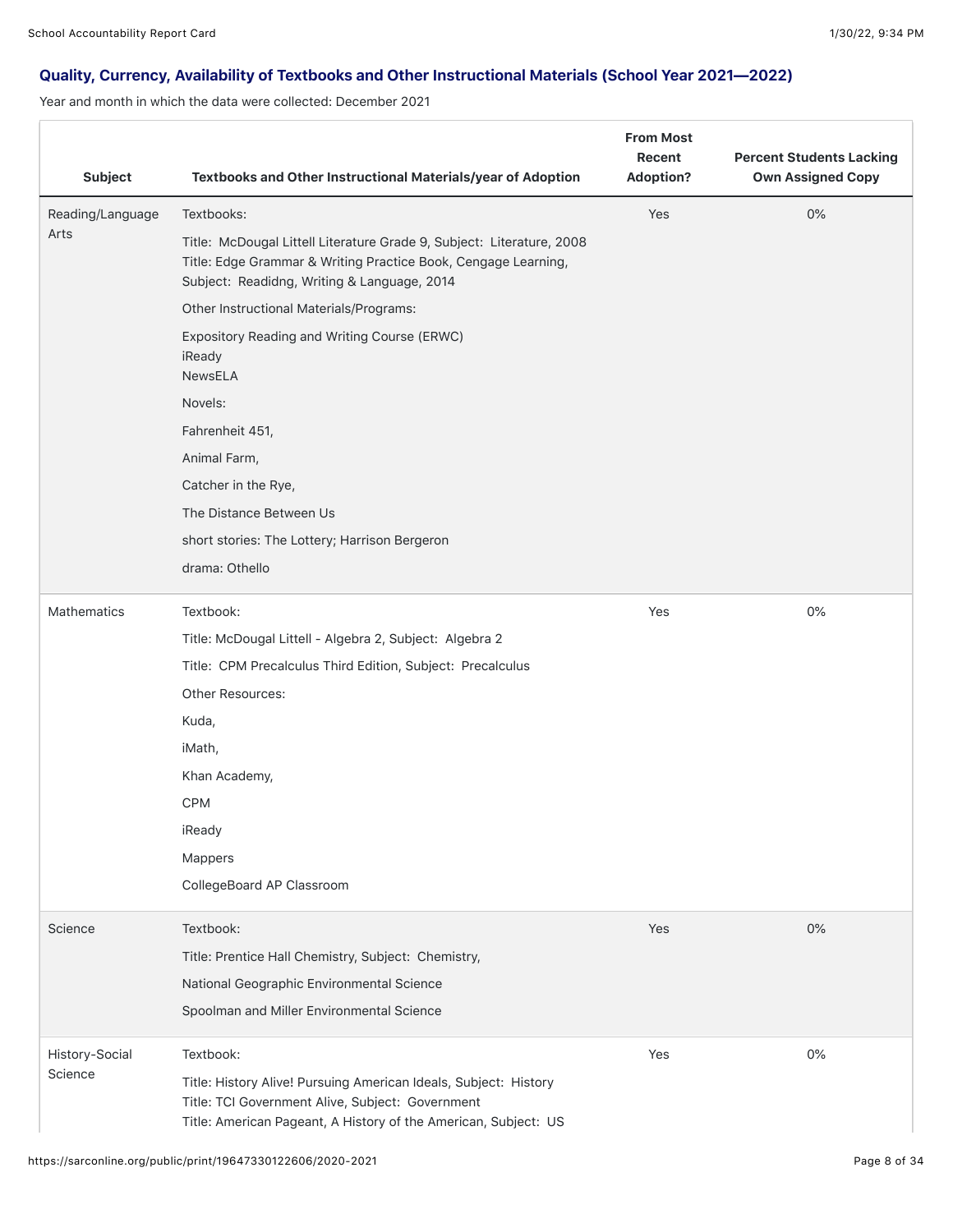### Quality, Currency, Availability of Textbooks and Other Instructional Materials (School Year 2021—2022)

Year and month in which the data were collected: December 2021

| Subject | Textbooks and Other Instructional Materials/year of Adoption | From Most Recent Adoption? | Percent Students Lacking Own Assigned Copy |
|---|---|---|---|
| Reading/Language Arts | Textbooks:<br>Title: McDougal Littell Literature Grade 9, Subject: Literature, 2008<br>Title: Edge Grammar & Writing Practice Book, Cengage Learning, Subject: Readidng, Writing & Language, 2014<br>Other Instructional Materials/Programs:<br>Expository Reading and Writing Course (ERWC)<br>iReady<br>NewsELA<br>Novels:<br>Fahrenheit 451,<br>Animal Farm,<br>Catcher in the Rye,<br>The Distance Between Us<br>short stories: The Lottery; Harrison Bergeron<br>drama: Othello | Yes | 0% |
| Mathematics | Textbook:<br>Title: McDougal Littell - Algebra 2, Subject: Algebra 2<br>Title: CPM Precalculus Third Edition, Subject: Precalculus<br>Other Resources:<br>Kuda,<br>iMath,<br>Khan Academy,<br>CPM<br>iReady<br>Mappers<br>CollegeBoard AP Classroom | Yes | 0% |
| Science | Textbook:<br>Title: Prentice Hall Chemistry, Subject: Chemistry,<br>National Geographic Environmental Science<br>Spoolman and Miller Environmental Science | Yes | 0% |
| History-Social Science | Textbook:<br>Title: History Alive! Pursuing American Ideals, Subject: History<br>Title: TCI Government Alive, Subject: Government<br>Title: American Pageant, A History of the American, Subject: US | Yes | 0% |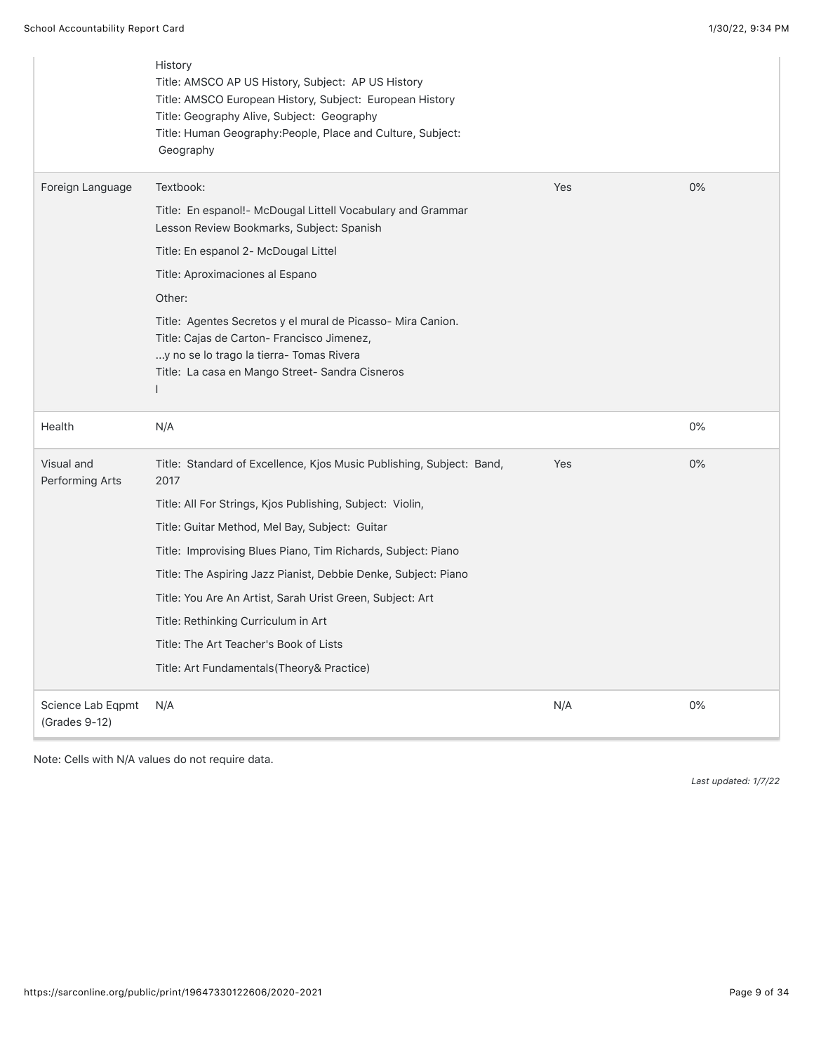| | | | |
|---|---|---|---|
| | History<br>Title: AMSCO AP US History, Subject: AP US History<br>Title: AMSCO European History, Subject: European History<br>Title: Geography Alive, Subject: Geography<br>Title: Human Geography:People, Place and Culture, Subject: Geography | | |
| Foreign Language | Textbook:<br>Title: En espanol!- McDougal Littell Vocabulary and Grammar Lesson Review Bookmarks, Subject: Spanish<br>Title: En espanol 2- McDougal Littel<br>Title: Aproximaciones al Espano<br>Other:<br>Title: Agentes Secretos y el mural de Picasso- Mira Canion.<br>Title: Cajas de Carton- Francisco Jimenez,<br>...y no se lo trago la tierra- Tomas Rivera<br>Title: La casa en Mango Street- Sandra Cisneros<br>l | Yes | 0% |
| Health | N/A | | 0% |
| Visual and Performing Arts | Title: Standard of Excellence, Kjos Music Publishing, Subject: Band, 2017<br>Title: All For Strings, Kjos Publishing, Subject: Violin,<br>Title: Guitar Method, Mel Bay, Subject: Guitar<br>Title: Improvising Blues Piano, Tim Richards, Subject: Piano<br>Title: The Aspiring Jazz Pianist, Debbie Denke, Subject: Piano<br>Title: You Are An Artist, Sarah Urist Green, Subject: Art<br>Title: Rethinking Curriculum in Art<br>Title: The Art Teacher's Book of Lists<br>Title: Art Fundamentals(Theory& Practice) | Yes | 0% |
| Science Lab Eqpmt (Grades 9-12) | N/A | N/A | 0% |

Note: Cells with N/A values do not require data.

*Last updated: 1/7/22*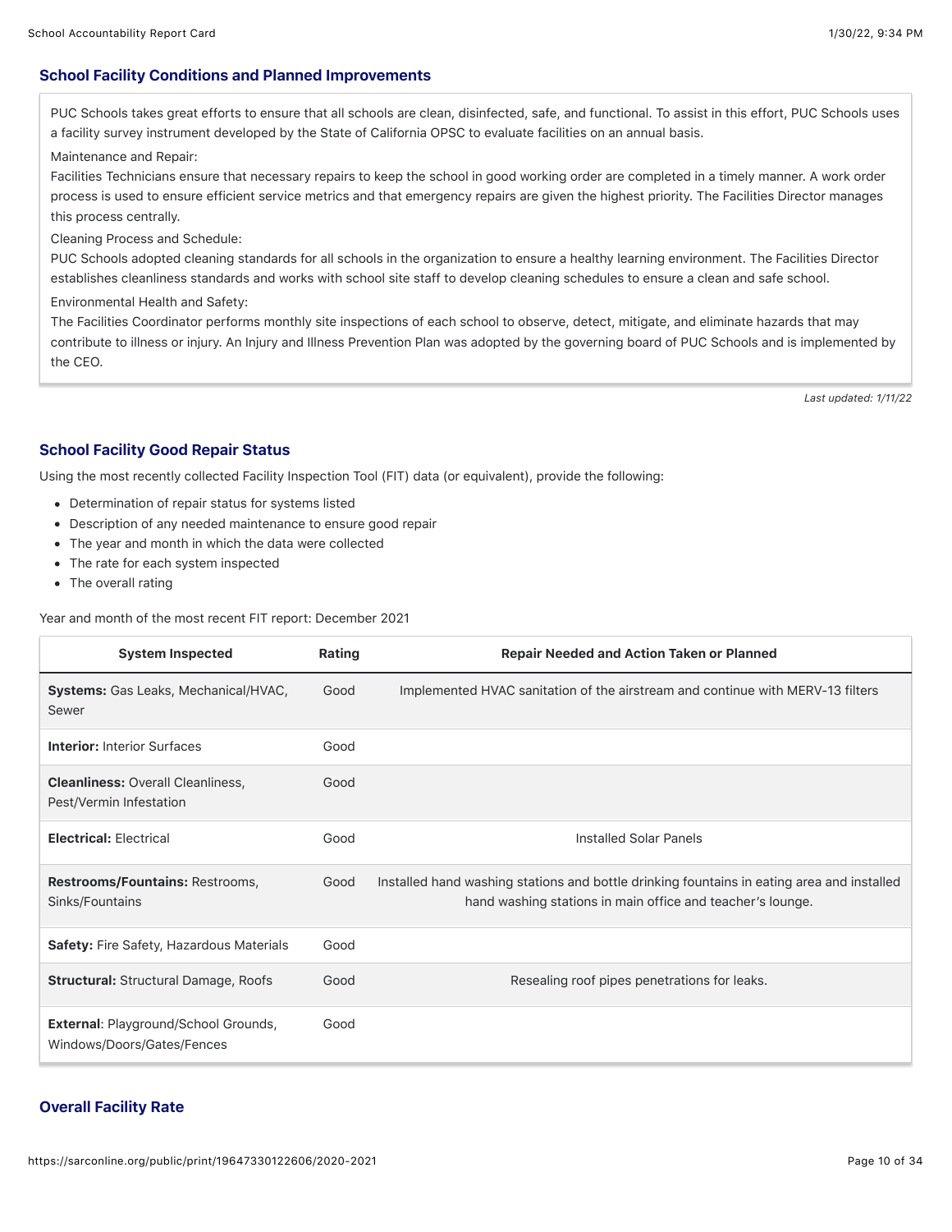## School Facility Conditions and Planned Improvements

PUC Schools takes great efforts to ensure that all schools are clean, disinfected, safe, and functional. To assist in this effort, PUC Schools uses a facility survey instrument developed by the State of California OPSC to evaluate facilities on an annual basis.

Maintenance and Repair:

Facilities Technicians ensure that necessary repairs to keep the school in good working order are completed in a timely manner. A work order process is used to ensure efficient service metrics and that emergency repairs are given the highest priority. The Facilities Director manages this process centrally.

Cleaning Process and Schedule:

PUC Schools adopted cleaning standards for all schools in the organization to ensure a healthy learning environment. The Facilities Director establishes cleanliness standards and works with school site staff to develop cleaning schedules to ensure a clean and safe school.

Environmental Health and Safety:

The Facilities Coordinator performs monthly site inspections of each school to observe, detect, mitigate, and eliminate hazards that may contribute to illness or injury. An Injury and Illness Prevention Plan was adopted by the governing board of PUC Schools and is implemented by the CEO.

*Last updated: 1/11/22*

## School Facility Good Repair Status

Using the most recently collected Facility Inspection Tool (FIT) data (or equivalent), provide the following:

- Determination of repair status for systems listed
- Description of any needed maintenance to ensure good repair
- The year and month in which the data were collected
- The rate for each system inspected
- The overall rating

Year and month of the most recent FIT report: December 2021

| System Inspected | Rating | Repair Needed and Action Taken or Planned |
|---|---|---|
| **Systems:** Gas Leaks, Mechanical/HVAC, Sewer | Good | Implemented HVAC sanitation of the airstream and continue with MERV-13 filters |
| **Interior:** Interior Surfaces | Good | |
| **Cleanliness:** Overall Cleanliness, Pest/Vermin Infestation | Good | |
| **Electrical:** Electrical | Good | Installed Solar Panels |
| **Restrooms/Fountains:** Restrooms, Sinks/Fountains | Good | Installed hand washing stations and bottle drinking fountains in eating area and installed hand washing stations in main office and teacher's lounge. |
| **Safety:** Fire Safety, Hazardous Materials | Good | |
| **Structural:** Structural Damage, Roofs | Good | Resealing roof pipes penetrations for leaks. |
| **External**: Playground/School Grounds, Windows/Doors/Gates/Fences | Good | |

## Overall Facility Rate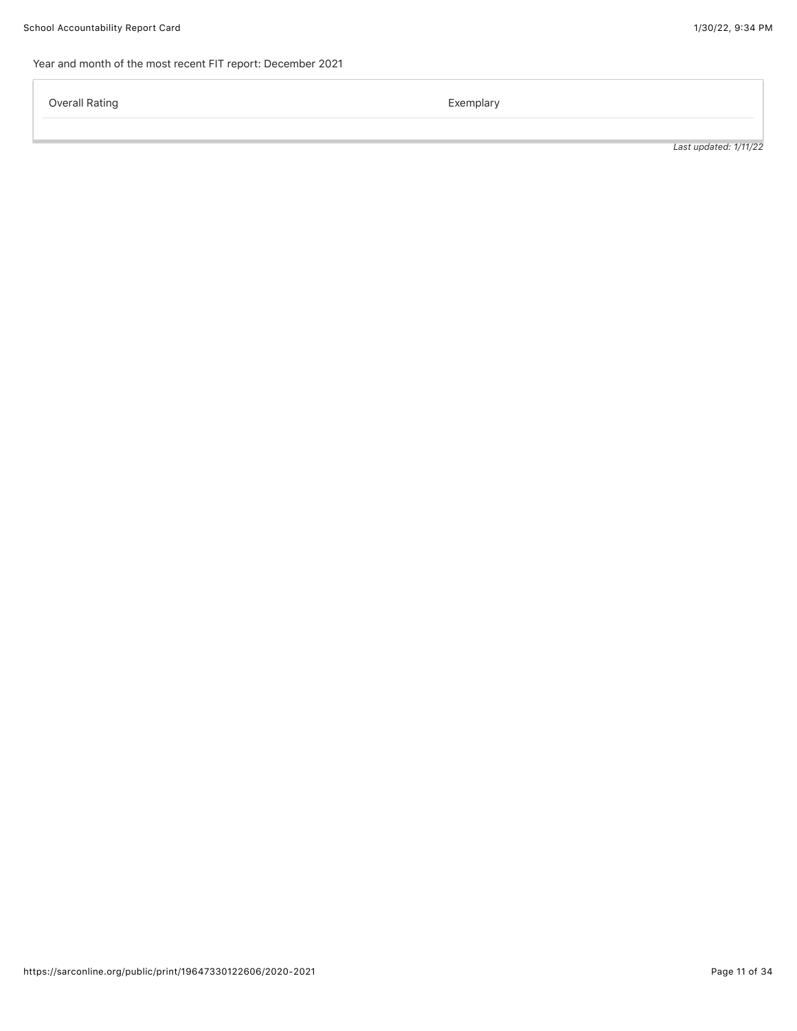Year and month of the most recent FIT report: December 2021

| Overall Rating | Exemplary |
| --- | --- |

*Last updated: 1/11/22*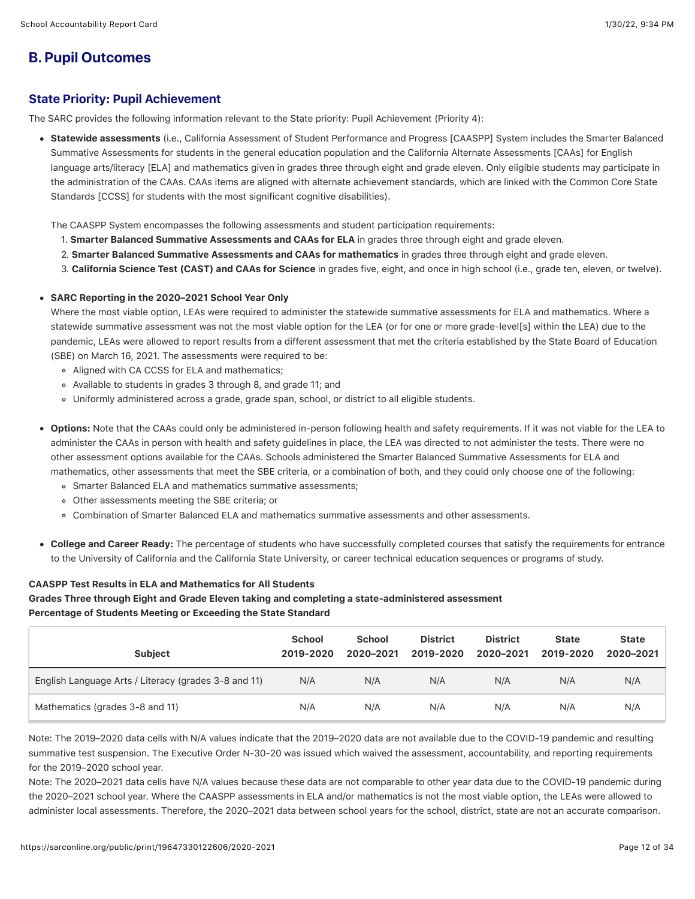## B. Pupil Outcomes

### State Priority: Pupil Achievement

The SARC provides the following information relevant to the State priority: Pupil Achievement (Priority 4):

- **Statewide assessments** (i.e., California Assessment of Student Performance and Progress [CAASPP] System includes the Smarter Balanced Summative Assessments for students in the general education population and the California Alternate Assessments [CAAs] for English language arts/literacy [ELA] and mathematics given in grades three through eight and grade eleven. Only eligible students may participate in the administration of the CAAs. CAAs items are aligned with alternate achievement standards, which are linked with the Common Core State Standards [CCSS] for students with the most significant cognitive disabilities).

  The CAASPP System encompasses the following assessments and student participation requirements:
  1. **Smarter Balanced Summative Assessments and CAAs for ELA** in grades three through eight and grade eleven.
  2. **Smarter Balanced Summative Assessments and CAAs for mathematics** in grades three through eight and grade eleven.
  3. **California Science Test (CAST) and CAAs for Science** in grades five, eight, and once in high school (i.e., grade ten, eleven, or twelve).

- **SARC Reporting in the 2020–2021 School Year Only**
  Where the most viable option, LEAs were required to administer the statewide summative assessments for ELA and mathematics. Where a statewide summative assessment was not the most viable option for the LEA (or for one or more grade-level[s] within the LEA) due to the pandemic, LEAs were allowed to report results from a different assessment that met the criteria established by the State Board of Education (SBE) on March 16, 2021. The assessments were required to be:
  - Aligned with CA CCSS for ELA and mathematics;
  - Available to students in grades 3 through 8, and grade 11; and
  - Uniformly administered across a grade, grade span, school, or district to all eligible students.

- **Options:** Note that the CAAs could only be administered in-person following health and safety requirements. If it was not viable for the LEA to administer the CAAs in person with health and safety guidelines in place, the LEA was directed to not administer the tests. There were no other assessment options available for the CAAs. Schools administered the Smarter Balanced Summative Assessments for ELA and mathematics, other assessments that meet the SBE criteria, or a combination of both, and they could only choose one of the following:
  - Smarter Balanced ELA and mathematics summative assessments;
  - Other assessments meeting the SBE criteria; or
  - Combination of Smarter Balanced ELA and mathematics summative assessments and other assessments.

- **College and Career Ready:** The percentage of students who have successfully completed courses that satisfy the requirements for entrance to the University of California and the California State University, or career technical education sequences or programs of study.

**CAASPP Test Results in ELA and Mathematics for All Students**
**Grades Three through Eight and Grade Eleven taking and completing a state-administered assessment**
**Percentage of Students Meeting or Exceeding the State Standard**

| Subject | School 2019-2020 | School 2020–2021 | District 2019-2020 | District 2020–2021 | State 2019-2020 | State 2020–2021 |
|---|---|---|---|---|---|---|
| English Language Arts / Literacy (grades 3-8 and 11) | N/A | N/A | N/A | N/A | N/A | N/A |
| Mathematics (grades 3-8 and 11) | N/A | N/A | N/A | N/A | N/A | N/A |

Note: The 2019–2020 data cells with N/A values indicate that the 2019–2020 data are not available due to the COVID-19 pandemic and resulting summative test suspension. The Executive Order N-30-20 was issued which waived the assessment, accountability, and reporting requirements for the 2019–2020 school year.

Note: The 2020–2021 data cells have N/A values because these data are not comparable to other year data due to the COVID-19 pandemic during the 2020–2021 school year. Where the CAASPP assessments in ELA and/or mathematics is not the most viable option, the LEAs were allowed to administer local assessments. Therefore, the 2020–2021 data between school years for the school, district, state are not an accurate comparison.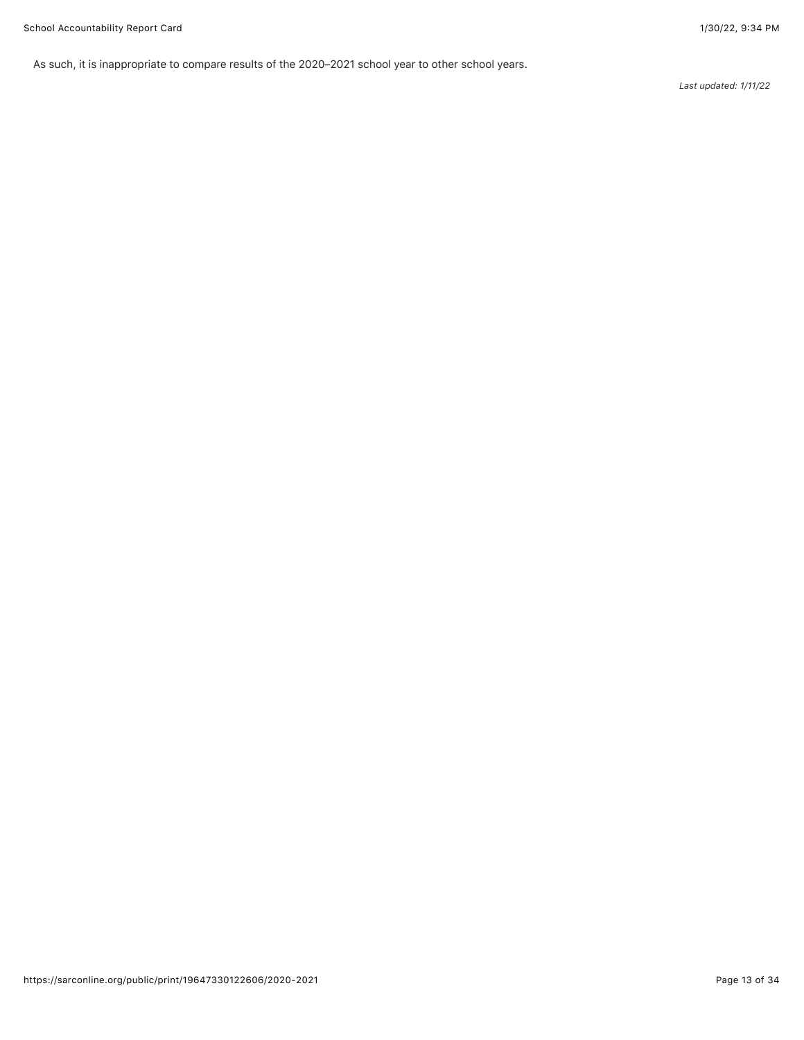As such, it is inappropriate to compare results of the 2020–2021 school year to other school years.

*Last updated: 1/11/22*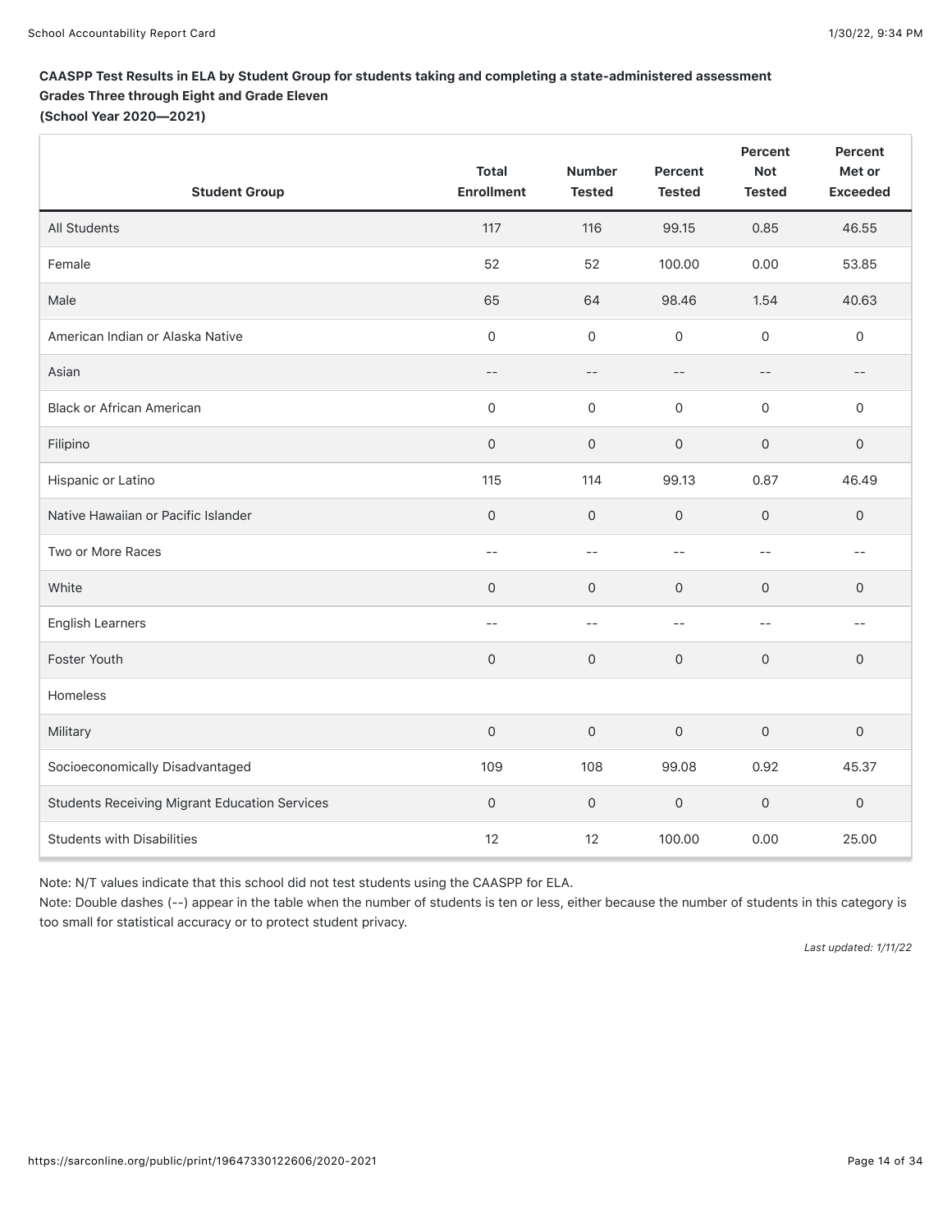**CAASPP Test Results in ELA by Student Group for students taking and completing a state-administered assessment**
**Grades Three through Eight and Grade Eleven**
**(School Year 2020—2021)**

| Student Group | Total Enrollment | Number Tested | Percent Tested | Percent Not Tested | Percent Met or Exceeded |
|---|---|---|---|---|---|
| All Students | 117 | 116 | 99.15 | 0.85 | 46.55 |
| Female | 52 | 52 | 100.00 | 0.00 | 53.85 |
| Male | 65 | 64 | 98.46 | 1.54 | 40.63 |
| American Indian or Alaska Native | 0 | 0 | 0 | 0 | 0 |
| Asian | -- | -- | -- | -- | -- |
| Black or African American | 0 | 0 | 0 | 0 | 0 |
| Filipino | 0 | 0 | 0 | 0 | 0 |
| Hispanic or Latino | 115 | 114 | 99.13 | 0.87 | 46.49 |
| Native Hawaiian or Pacific Islander | 0 | 0 | 0 | 0 | 0 |
| Two or More Races | -- | -- | -- | -- | -- |
| White | 0 | 0 | 0 | 0 | 0 |
| English Learners | -- | -- | -- | -- | -- |
| Foster Youth | 0 | 0 | 0 | 0 | 0 |
| Homeless | | | | | |
| Military | 0 | 0 | 0 | 0 | 0 |
| Socioeconomically Disadvantaged | 109 | 108 | 99.08 | 0.92 | 45.37 |
| Students Receiving Migrant Education Services | 0 | 0 | 0 | 0 | 0 |
| Students with Disabilities | 12 | 12 | 100.00 | 0.00 | 25.00 |

Note: N/T values indicate that this school did not test students using the CAASPP for ELA.

Note: Double dashes (--) appear in the table when the number of students is ten or less, either because the number of students in this category is too small for statistical accuracy or to protect student privacy.

*Last updated: 1/11/22*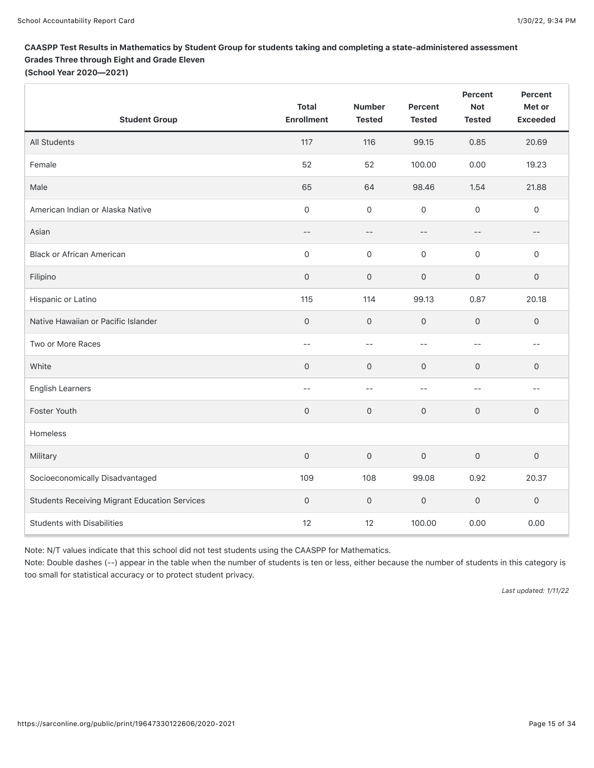**CAASPP Test Results in Mathematics by Student Group for students taking and completing a state-administered assessment Grades Three through Eight and Grade Eleven (School Year 2020—2021)**

| Student Group | Total Enrollment | Number Tested | Percent Tested | Percent Not Tested | Percent Met or Exceeded |
|---|---|---|---|---|---|
| All Students | 117 | 116 | 99.15 | 0.85 | 20.69 |
| Female | 52 | 52 | 100.00 | 0.00 | 19.23 |
| Male | 65 | 64 | 98.46 | 1.54 | 21.88 |
| American Indian or Alaska Native | 0 | 0 | 0 | 0 | 0 |
| Asian | -- | -- | -- | -- | -- |
| Black or African American | 0 | 0 | 0 | 0 | 0 |
| Filipino | 0 | 0 | 0 | 0 | 0 |
| Hispanic or Latino | 115 | 114 | 99.13 | 0.87 | 20.18 |
| Native Hawaiian or Pacific Islander | 0 | 0 | 0 | 0 | 0 |
| Two or More Races | -- | -- | -- | -- | -- |
| White | 0 | 0 | 0 | 0 | 0 |
| English Learners | -- | -- | -- | -- | -- |
| Foster Youth | 0 | 0 | 0 | 0 | 0 |
| Homeless | | | | | |
| Military | 0 | 0 | 0 | 0 | 0 |
| Socioeconomically Disadvantaged | 109 | 108 | 99.08 | 0.92 | 20.37 |
| Students Receiving Migrant Education Services | 0 | 0 | 0 | 0 | 0 |
| Students with Disabilities | 12 | 12 | 100.00 | 0.00 | 0.00 |

Note: N/T values indicate that this school did not test students using the CAASPP for Mathematics.

Note: Double dashes (--) appear in the table when the number of students is ten or less, either because the number of students in this category is too small for statistical accuracy or to protect student privacy.

*Last updated: 1/11/22*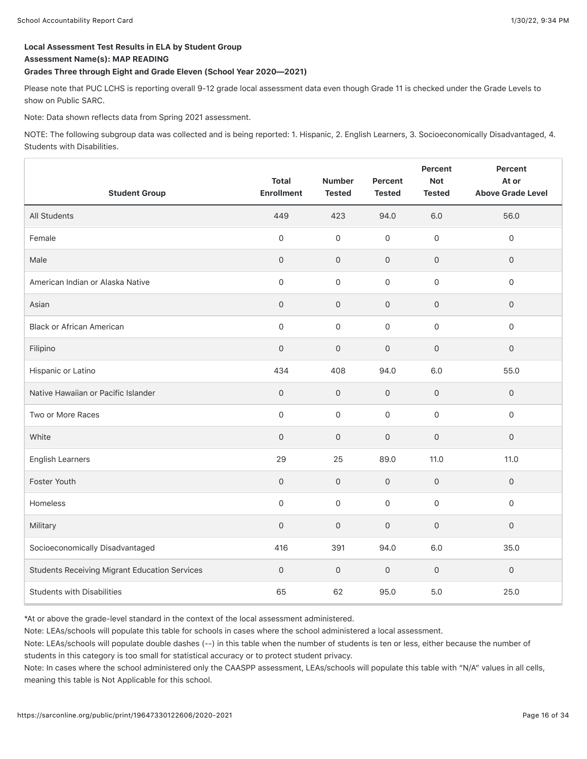**Local Assessment Test Results in ELA by Student Group**

**Assessment Name(s): MAP READING**

**Grades Three through Eight and Grade Eleven (School Year 2020—2021)**

Please note that PUC LCHS is reporting overall 9-12 grade local assessment data even though Grade 11 is checked under the Grade Levels to show on Public SARC.

Note: Data shown reflects data from Spring 2021 assessment.

NOTE: The following subgroup data was collected and is being reported: 1. Hispanic, 2. English Learners, 3. Socioeconomically Disadvantaged, 4. Students with Disabilities.

| Student Group | Total Enrollment | Number Tested | Percent Tested | Percent Not Tested | Percent At or Above Grade Level |
|---|---|---|---|---|---|
| All Students | 449 | 423 | 94.0 | 6.0 | 56.0 |
| Female | 0 | 0 | 0 | 0 | 0 |
| Male | 0 | 0 | 0 | 0 | 0 |
| American Indian or Alaska Native | 0 | 0 | 0 | 0 | 0 |
| Asian | 0 | 0 | 0 | 0 | 0 |
| Black or African American | 0 | 0 | 0 | 0 | 0 |
| Filipino | 0 | 0 | 0 | 0 | 0 |
| Hispanic or Latino | 434 | 408 | 94.0 | 6.0 | 55.0 |
| Native Hawaiian or Pacific Islander | 0 | 0 | 0 | 0 | 0 |
| Two or More Races | 0 | 0 | 0 | 0 | 0 |
| White | 0 | 0 | 0 | 0 | 0 |
| English Learners | 29 | 25 | 89.0 | 11.0 | 11.0 |
| Foster Youth | 0 | 0 | 0 | 0 | 0 |
| Homeless | 0 | 0 | 0 | 0 | 0 |
| Military | 0 | 0 | 0 | 0 | 0 |
| Socioeconomically Disadvantaged | 416 | 391 | 94.0 | 6.0 | 35.0 |
| Students Receiving Migrant Education Services | 0 | 0 | 0 | 0 | 0 |
| Students with Disabilities | 65 | 62 | 95.0 | 5.0 | 25.0 |

*At or above the grade-level standard in the context of the local assessment administered.

Note: LEAs/schools will populate this table for schools in cases where the school administered a local assessment.

Note: LEAs/schools will populate double dashes (--) in this table when the number of students is ten or less, either because the number of students in this category is too small for statistical accuracy or to protect student privacy.

Note: In cases where the school administered only the CAASPP assessment, LEAs/schools will populate this table with "N/A" values in all cells, meaning this table is Not Applicable for this school.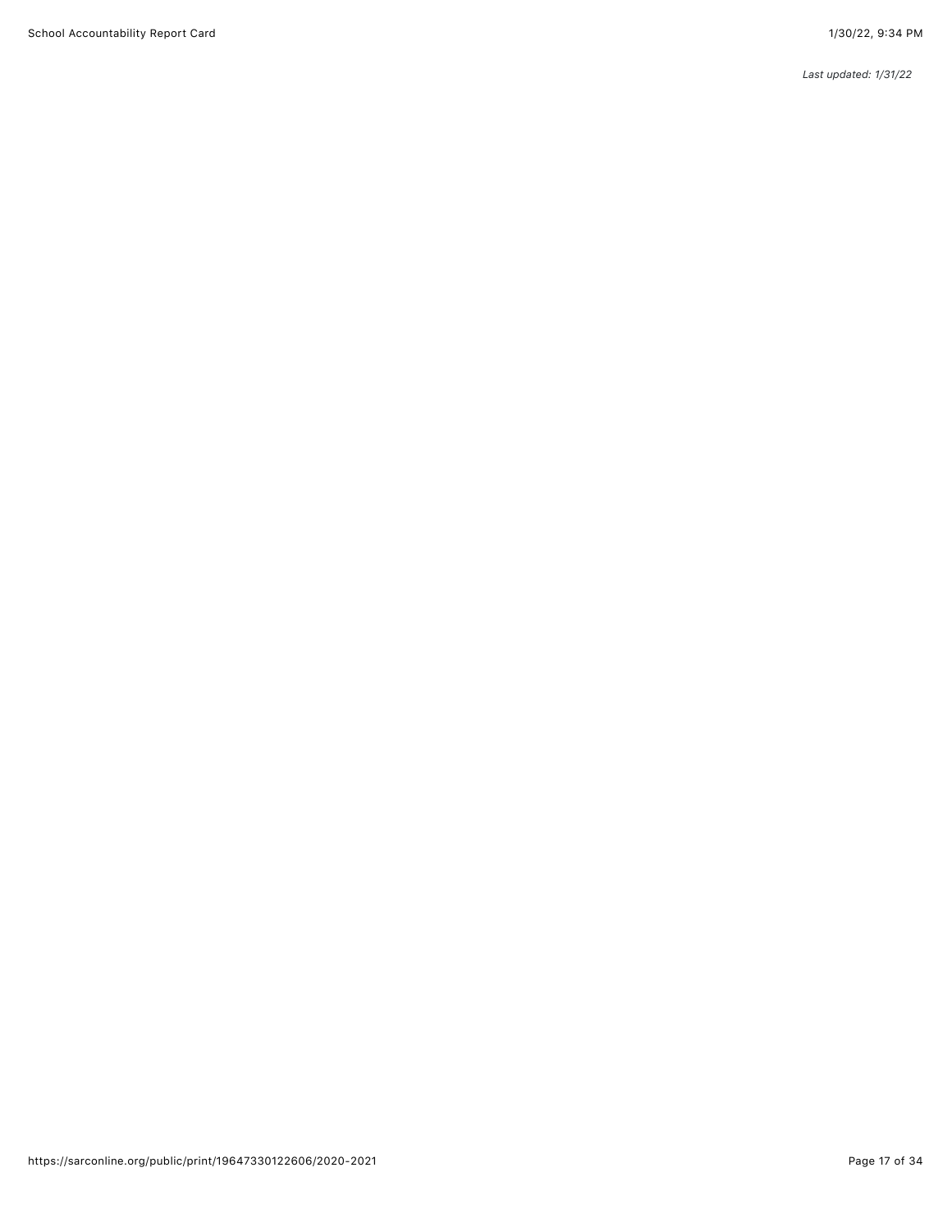*Last updated: 1/31/22*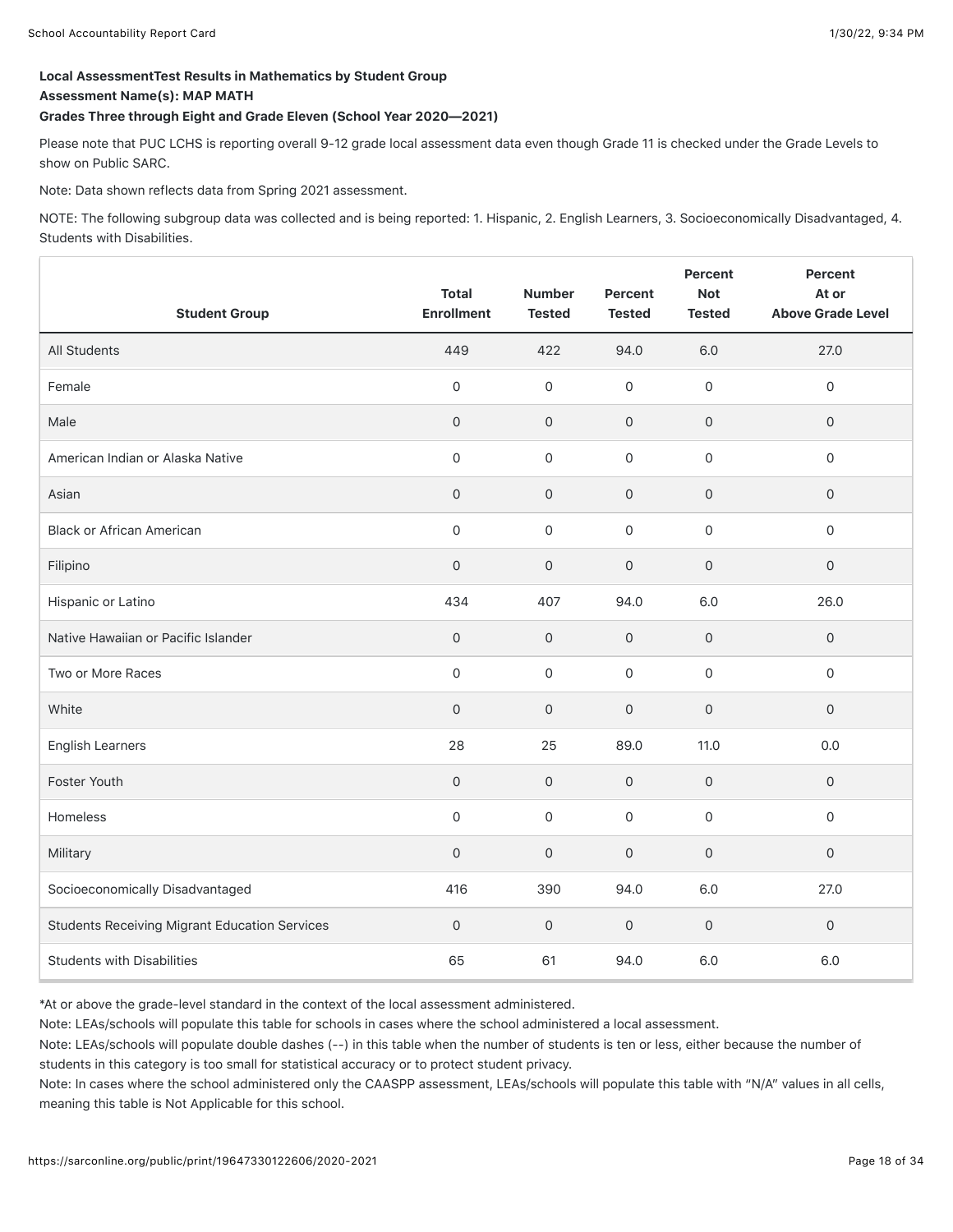**Local AssessmentTest Results in Mathematics by Student Group**

**Assessment Name(s): MAP MATH**

**Grades Three through Eight and Grade Eleven (School Year 2020—2021)**

Please note that PUC LCHS is reporting overall 9-12 grade local assessment data even though Grade 11 is checked under the Grade Levels to show on Public SARC.

Note: Data shown reflects data from Spring 2021 assessment.

NOTE: The following subgroup data was collected and is being reported: 1. Hispanic, 2. English Learners, 3. Socioeconomically Disadvantaged, 4. Students with Disabilities.

| Student Group | Total Enrollment | Number Tested | Percent Tested | Percent Not Tested | Percent At or Above Grade Level |
|---|---|---|---|---|---|
| All Students | 449 | 422 | 94.0 | 6.0 | 27.0 |
| Female | 0 | 0 | 0 | 0 | 0 |
| Male | 0 | 0 | 0 | 0 | 0 |
| American Indian or Alaska Native | 0 | 0 | 0 | 0 | 0 |
| Asian | 0 | 0 | 0 | 0 | 0 |
| Black or African American | 0 | 0 | 0 | 0 | 0 |
| Filipino | 0 | 0 | 0 | 0 | 0 |
| Hispanic or Latino | 434 | 407 | 94.0 | 6.0 | 26.0 |
| Native Hawaiian or Pacific Islander | 0 | 0 | 0 | 0 | 0 |
| Two or More Races | 0 | 0 | 0 | 0 | 0 |
| White | 0 | 0 | 0 | 0 | 0 |
| English Learners | 28 | 25 | 89.0 | 11.0 | 0.0 |
| Foster Youth | 0 | 0 | 0 | 0 | 0 |
| Homeless | 0 | 0 | 0 | 0 | 0 |
| Military | 0 | 0 | 0 | 0 | 0 |
| Socioeconomically Disadvantaged | 416 | 390 | 94.0 | 6.0 | 27.0 |
| Students Receiving Migrant Education Services | 0 | 0 | 0 | 0 | 0 |
| Students with Disabilities | 65 | 61 | 94.0 | 6.0 | 6.0 |

*At or above the grade-level standard in the context of the local assessment administered.

Note: LEAs/schools will populate this table for schools in cases where the school administered a local assessment.

Note: LEAs/schools will populate double dashes (--) in this table when the number of students is ten or less, either because the number of students in this category is too small for statistical accuracy or to protect student privacy.

Note: In cases where the school administered only the CAASPP assessment, LEAs/schools will populate this table with "N/A" values in all cells, meaning this table is Not Applicable for this school.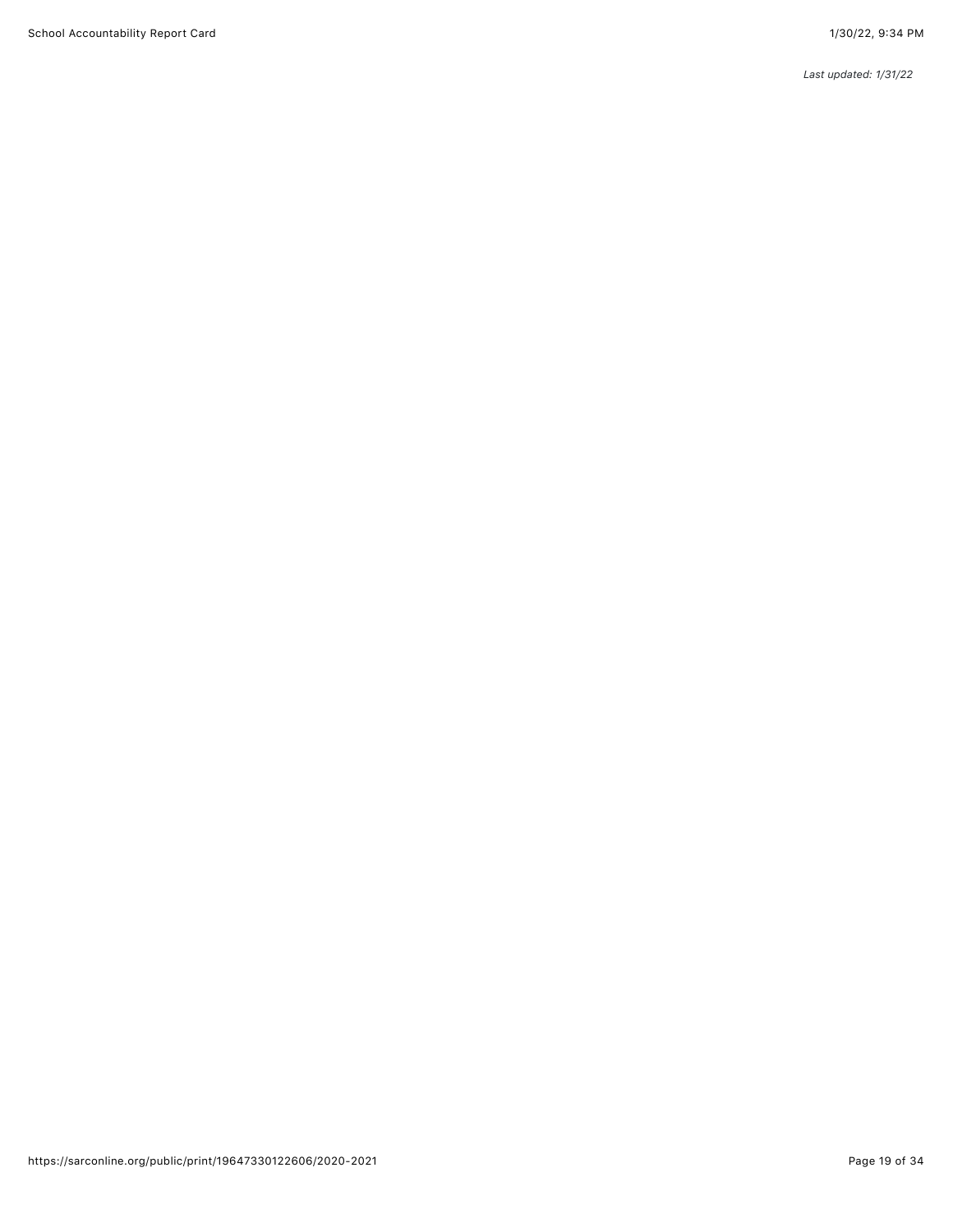*Last updated: 1/31/22*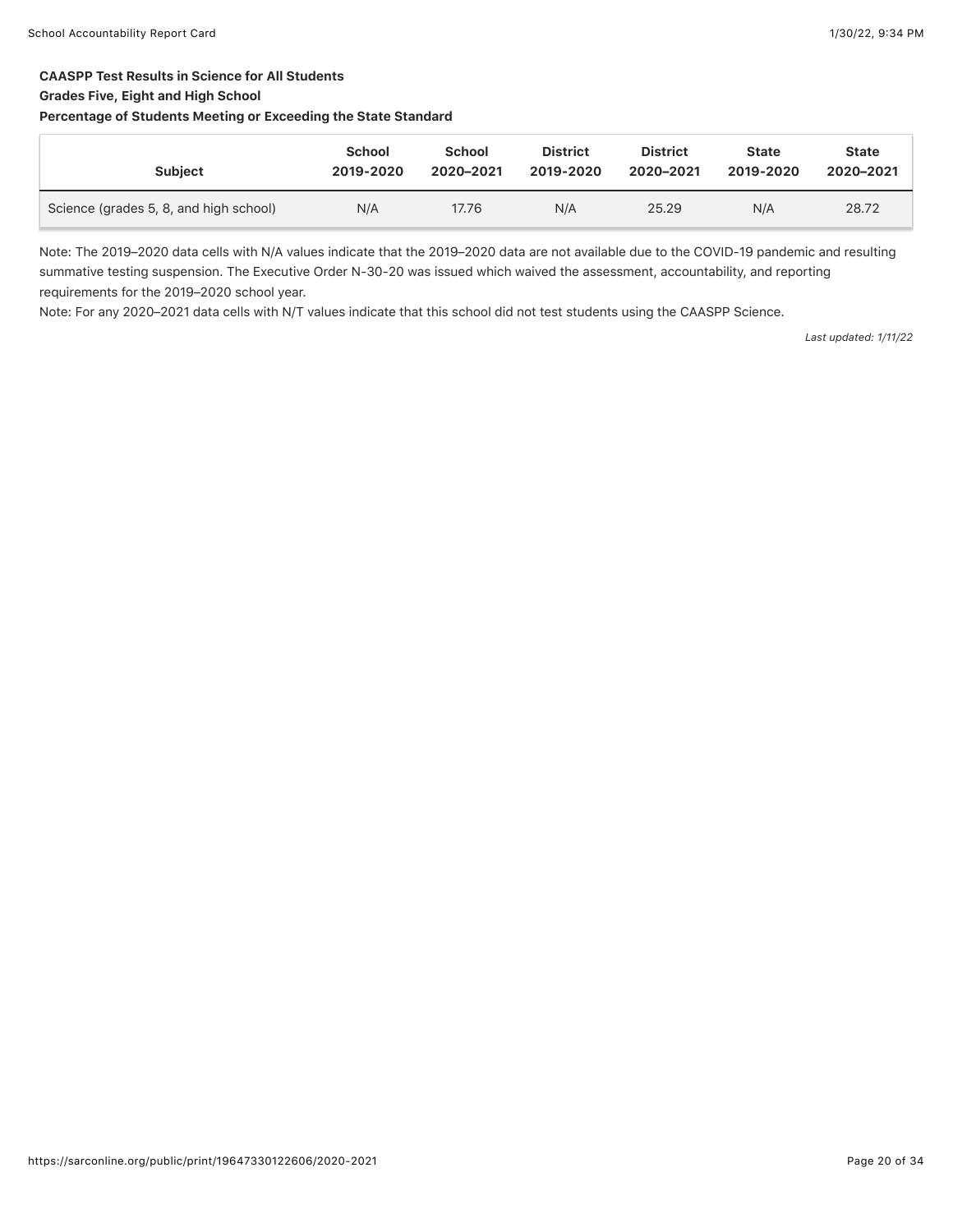**CAASPP Test Results in Science for All Students**

**Grades Five, Eight and High School**

**Percentage of Students Meeting or Exceeding the State Standard**

| Subject | School 2019-2020 | School 2020–2021 | District 2019-2020 | District 2020–2021 | State 2019-2020 | State 2020–2021 |
|---|---|---|---|---|---|---|
| Science (grades 5, 8, and high school) | N/A | 17.76 | N/A | 25.29 | N/A | 28.72 |

Note: The 2019–2020 data cells with N/A values indicate that the 2019–2020 data are not available due to the COVID-19 pandemic and resulting summative testing suspension. The Executive Order N-30-20 was issued which waived the assessment, accountability, and reporting requirements for the 2019–2020 school year.

Note: For any 2020–2021 data cells with N/T values indicate that this school did not test students using the CAASPP Science.

*Last updated: 1/11/22*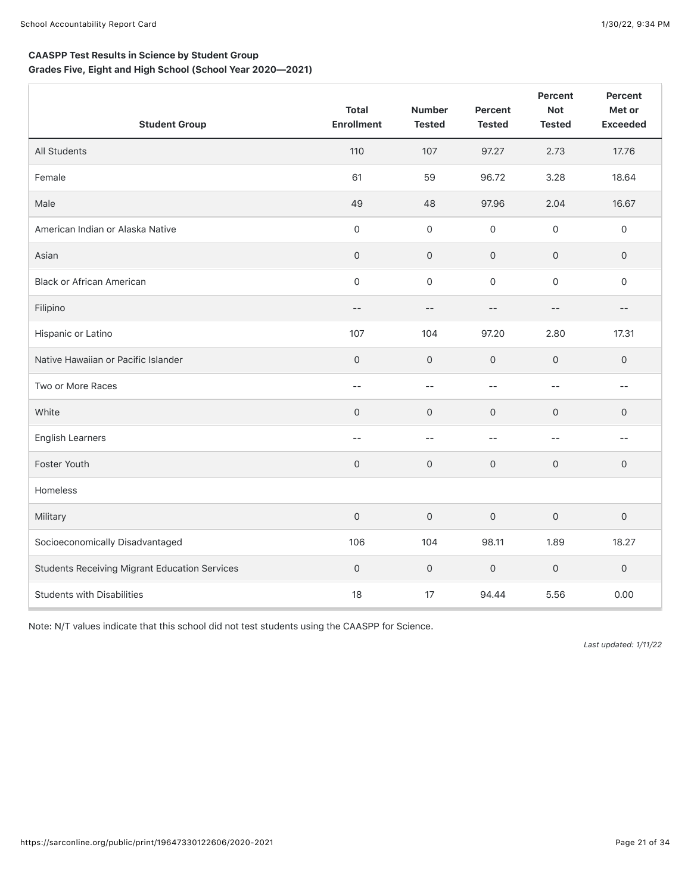**CAASPP Test Results in Science by Student Group**
**Grades Five, Eight and High School (School Year 2020—2021)**

| Student Group | Total Enrollment | Number Tested | Percent Tested | Percent Not Tested | Percent Met or Exceeded |
|---|---|---|---|---|---|
| All Students | 110 | 107 | 97.27 | 2.73 | 17.76 |
| Female | 61 | 59 | 96.72 | 3.28 | 18.64 |
| Male | 49 | 48 | 97.96 | 2.04 | 16.67 |
| American Indian or Alaska Native | 0 | 0 | 0 | 0 | 0 |
| Asian | 0 | 0 | 0 | 0 | 0 |
| Black or African American | 0 | 0 | 0 | 0 | 0 |
| Filipino | -- | -- | -- | -- | -- |
| Hispanic or Latino | 107 | 104 | 97.20 | 2.80 | 17.31 |
| Native Hawaiian or Pacific Islander | 0 | 0 | 0 | 0 | 0 |
| Two or More Races | -- | -- | -- | -- | -- |
| White | 0 | 0 | 0 | 0 | 0 |
| English Learners | -- | -- | -- | -- | -- |
| Foster Youth | 0 | 0 | 0 | 0 | 0 |
| Homeless | | | | | |
| Military | 0 | 0 | 0 | 0 | 0 |
| Socioeconomically Disadvantaged | 106 | 104 | 98.11 | 1.89 | 18.27 |
| Students Receiving Migrant Education Services | 0 | 0 | 0 | 0 | 0 |
| Students with Disabilities | 18 | 17 | 94.44 | 5.56 | 0.00 |

Note: N/T values indicate that this school did not test students using the CAASPP for Science.

*Last updated: 1/11/22*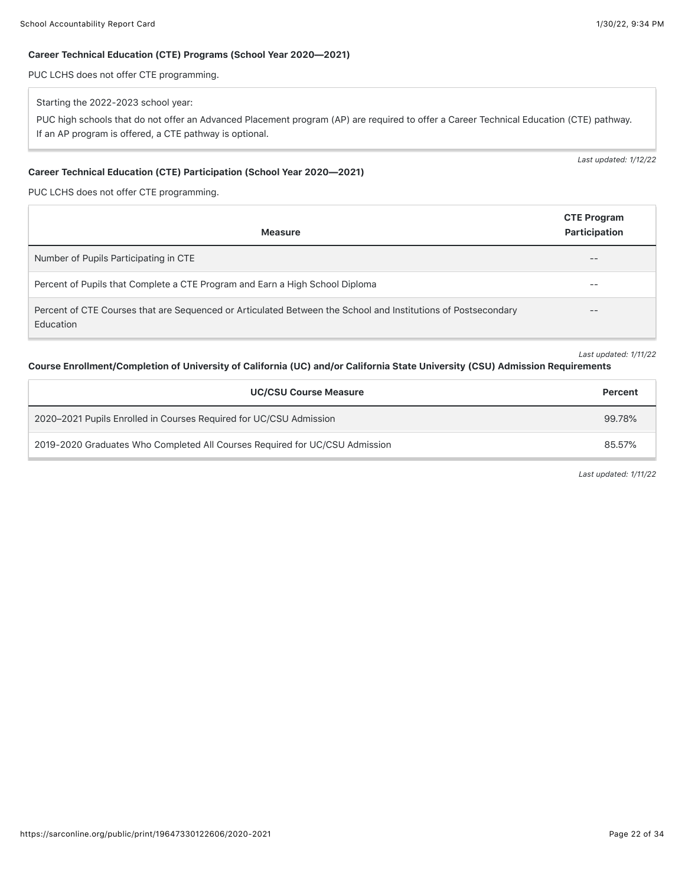### Career Technical Education (CTE) Programs (School Year 2020—2021)

PUC LCHS does not offer CTE programming.

Starting the 2022-2023 school year:

PUC high schools that do not offer an Advanced Placement program (AP) are required to offer a Career Technical Education (CTE) pathway. If an AP program is offered, a CTE pathway is optional.

*Last updated: 1/12/22*

### Career Technical Education (CTE) Participation (School Year 2020—2021)

PUC LCHS does not offer CTE programming.

| Measure | CTE Program Participation |
|---|---|
| Number of Pupils Participating in CTE | -- |
| Percent of Pupils that Complete a CTE Program and Earn a High School Diploma | -- |
| Percent of CTE Courses that are Sequenced or Articulated Between the School and Institutions of Postsecondary Education | -- |

*Last updated: 1/11/22*

### Course Enrollment/Completion of University of California (UC) and/or California State University (CSU) Admission Requirements

| UC/CSU Course Measure | Percent |
|---|---|
| 2020–2021 Pupils Enrolled in Courses Required for UC/CSU Admission | 99.78% |
| 2019-2020 Graduates Who Completed All Courses Required for UC/CSU Admission | 85.57% |

*Last updated: 1/11/22*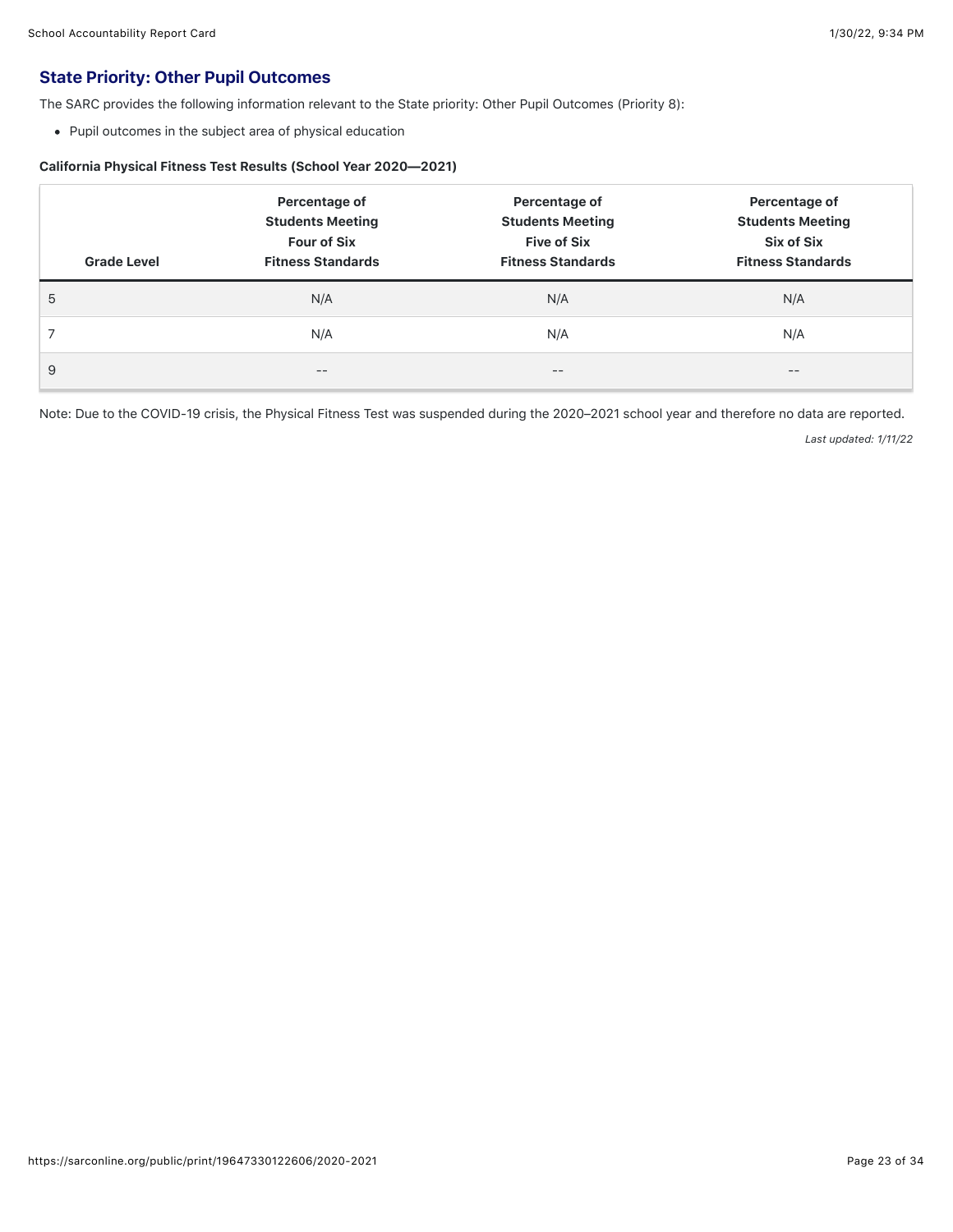## State Priority: Other Pupil Outcomes

The SARC provides the following information relevant to the State priority: Other Pupil Outcomes (Priority 8):

- Pupil outcomes in the subject area of physical education

**California Physical Fitness Test Results (School Year 2020—2021)**

| Grade Level | Percentage of Students Meeting Four of Six Fitness Standards | Percentage of Students Meeting Five of Six Fitness Standards | Percentage of Students Meeting Six of Six Fitness Standards |
|---|---|---|---|
| 5 | N/A | N/A | N/A |
| 7 | N/A | N/A | N/A |
| 9 | -- | -- | -- |

Note: Due to the COVID-19 crisis, the Physical Fitness Test was suspended during the 2020–2021 school year and therefore no data are reported.

*Last updated: 1/11/22*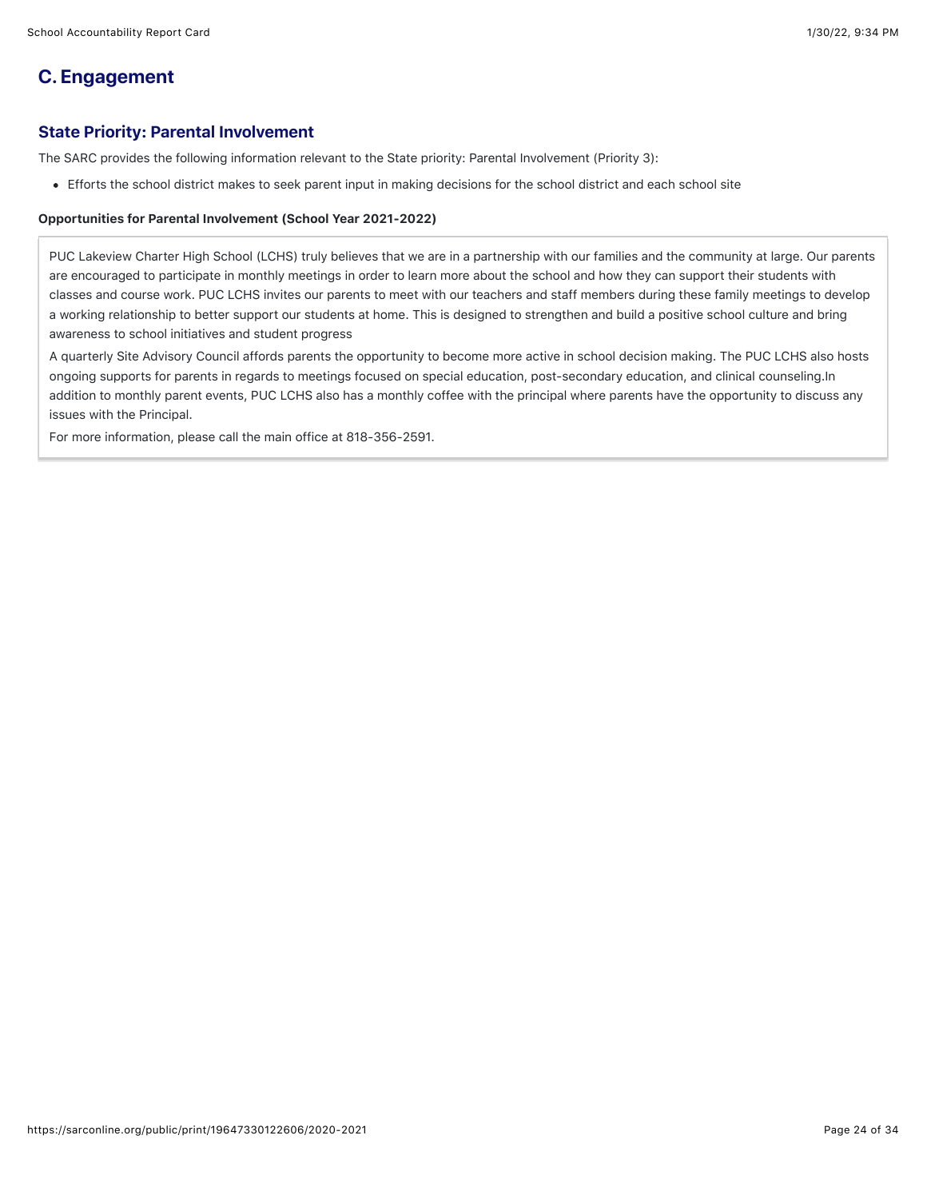## C. Engagement

### State Priority: Parental Involvement

The SARC provides the following information relevant to the State priority: Parental Involvement (Priority 3):

- Efforts the school district makes to seek parent input in making decisions for the school district and each school site

**Opportunities for Parental Involvement (School Year 2021-2022)**

PUC Lakeview Charter High School (LCHS) truly believes that we are in a partnership with our families and the community at large. Our parents are encouraged to participate in monthly meetings in order to learn more about the school and how they can support their students with classes and course work. PUC LCHS invites our parents to meet with our teachers and staff members during these family meetings to develop a working relationship to better support our students at home. This is designed to strengthen and build a positive school culture and bring awareness to school initiatives and student progress

A quarterly Site Advisory Council affords parents the opportunity to become more active in school decision making. The PUC LCHS also hosts ongoing supports for parents in regards to meetings focused on special education, post-secondary education, and clinical counseling.In addition to monthly parent events, PUC LCHS also has a monthly coffee with the principal where parents have the opportunity to discuss any issues with the Principal.

For more information, please call the main office at 818-356-2591.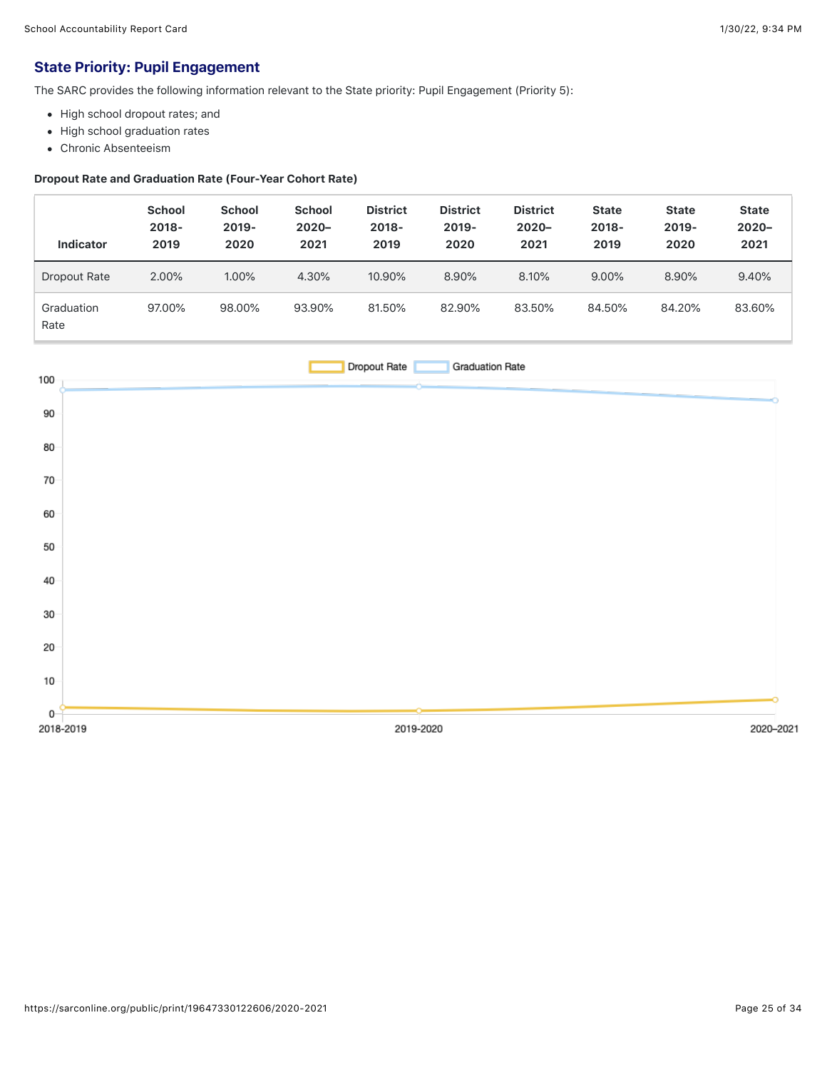## State Priority: Pupil Engagement

The SARC provides the following information relevant to the State priority: Pupil Engagement (Priority 5):

- High school dropout rates; and
- High school graduation rates
- Chronic Absenteeism

**Dropout Rate and Graduation Rate (Four-Year Cohort Rate)**

| Indicator | School 2018-2019 | School 2019-2020 | School 2020–2021 | District 2018-2019 | District 2019-2020 | District 2020–2021 | State 2018-2019 | State 2019-2020 | State 2020–2021 |
|---|---|---|---|---|---|---|---|---|---|
| Dropout Rate | 2.00% | 1.00% | 4.30% | 10.90% | 8.90% | 8.10% | 9.00% | 8.90% | 9.40% |
| Graduation Rate | 97.00% | 98.00% | 93.90% | 81.50% | 82.90% | 83.50% | 84.50% | 84.20% | 83.60% |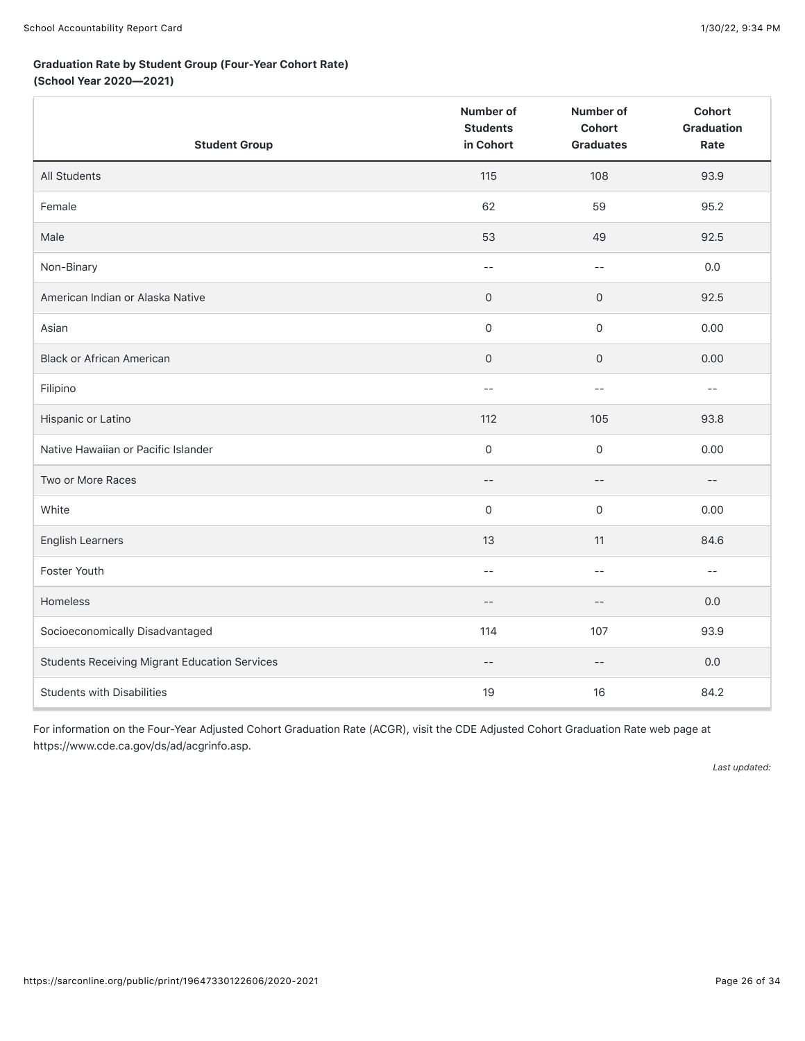**Graduation Rate by Student Group (Four-Year Cohort Rate)**
**(School Year 2020—2021)**

| Student Group | Number of Students in Cohort | Number of Cohort Graduates | Cohort Graduation Rate |
|---|---|---|---|
| All Students | 115 | 108 | 93.9 |
| Female | 62 | 59 | 95.2 |
| Male | 53 | 49 | 92.5 |
| Non-Binary | -- | -- | 0.0 |
| American Indian or Alaska Native | 0 | 0 | 92.5 |
| Asian | 0 | 0 | 0.00 |
| Black or African American | 0 | 0 | 0.00 |
| Filipino | -- | -- | -- |
| Hispanic or Latino | 112 | 105 | 93.8 |
| Native Hawaiian or Pacific Islander | 0 | 0 | 0.00 |
| Two or More Races | -- | -- | -- |
| White | 0 | 0 | 0.00 |
| English Learners | 13 | 11 | 84.6 |
| Foster Youth | -- | -- | -- |
| Homeless | -- | -- | 0.0 |
| Socioeconomically Disadvantaged | 114 | 107 | 93.9 |
| Students Receiving Migrant Education Services | -- | -- | 0.0 |
| Students with Disabilities | 19 | 16 | 84.2 |

For information on the Four-Year Adjusted Cohort Graduation Rate (ACGR), visit the CDE Adjusted Cohort Graduation Rate web page at https://www.cde.ca.gov/ds/ad/acgrinfo.asp.

*Last updated:*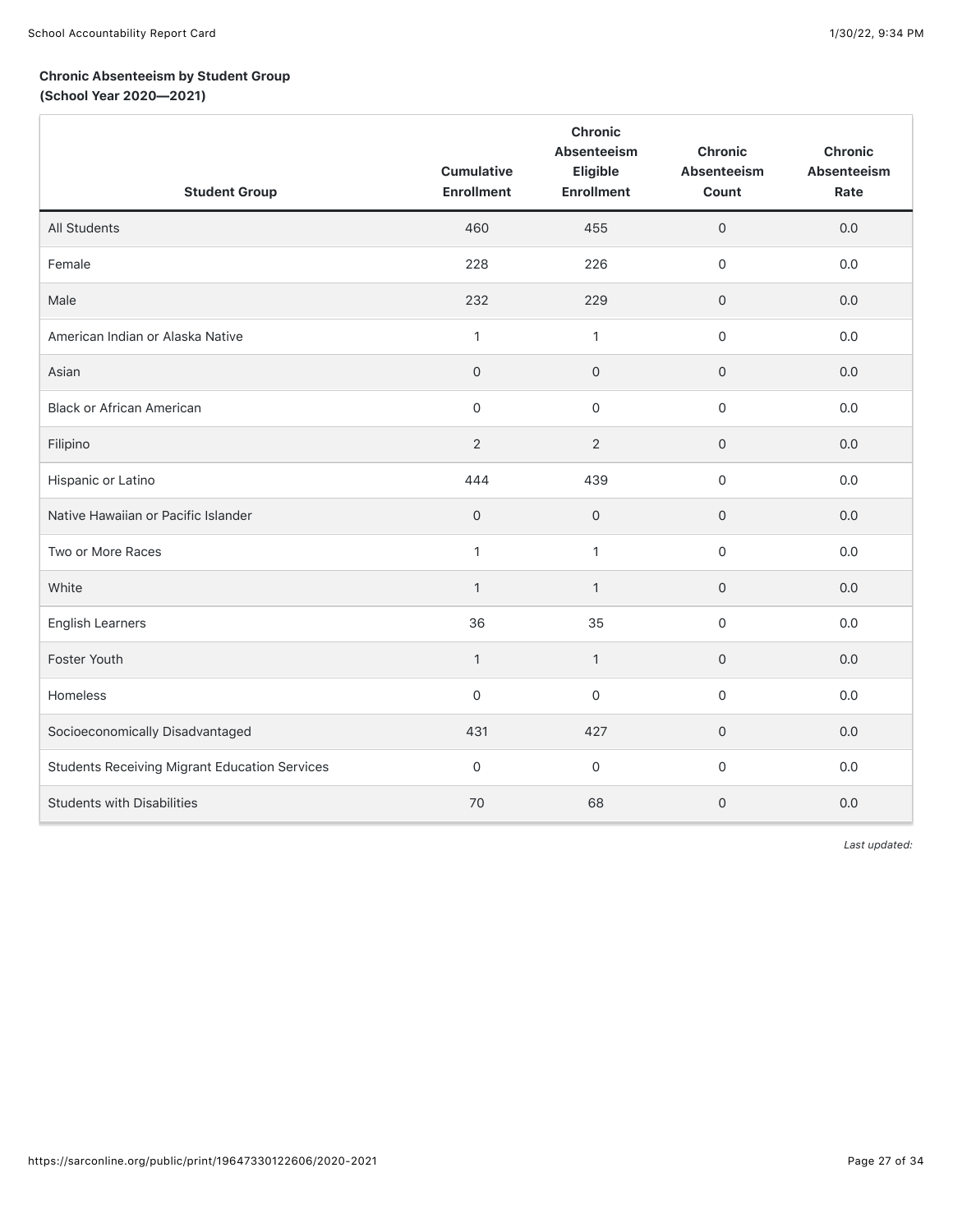**Chronic Absenteeism by Student Group**
**(School Year 2020—2021)**

| Student Group | Cumulative Enrollment | Chronic Absenteeism Eligible Enrollment | Chronic Absenteeism Count | Chronic Absenteeism Rate |
|---|---|---|---|---|
| All Students | 460 | 455 | 0 | 0.0 |
| Female | 228 | 226 | 0 | 0.0 |
| Male | 232 | 229 | 0 | 0.0 |
| American Indian or Alaska Native | 1 | 1 | 0 | 0.0 |
| Asian | 0 | 0 | 0 | 0.0 |
| Black or African American | 0 | 0 | 0 | 0.0 |
| Filipino | 2 | 2 | 0 | 0.0 |
| Hispanic or Latino | 444 | 439 | 0 | 0.0 |
| Native Hawaiian or Pacific Islander | 0 | 0 | 0 | 0.0 |
| Two or More Races | 1 | 1 | 0 | 0.0 |
| White | 1 | 1 | 0 | 0.0 |
| English Learners | 36 | 35 | 0 | 0.0 |
| Foster Youth | 1 | 1 | 0 | 0.0 |
| Homeless | 0 | 0 | 0 | 0.0 |
| Socioeconomically Disadvantaged | 431 | 427 | 0 | 0.0 |
| Students Receiving Migrant Education Services | 0 | 0 | 0 | 0.0 |
| Students with Disabilities | 70 | 68 | 0 | 0.0 |

*Last updated:*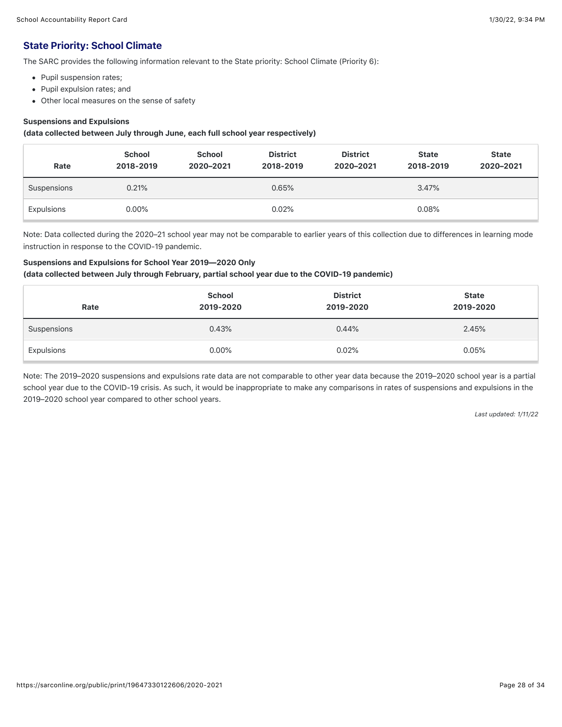## State Priority: School Climate

The SARC provides the following information relevant to the State priority: School Climate (Priority 6):

- Pupil suspension rates;
- Pupil expulsion rates; and
- Other local measures on the sense of safety

**Suspensions and Expulsions**
**(data collected between July through June, each full school year respectively)**

| Rate | School 2018-2019 | School 2020–2021 | District 2018-2019 | District 2020–2021 | State 2018-2019 | State 2020–2021 |
|---|---|---|---|---|---|---|
| Suspensions | 0.21% | | 0.65% | | 3.47% | |
| Expulsions | 0.00% | | 0.02% | | 0.08% | |

Note: Data collected during the 2020–21 school year may not be comparable to earlier years of this collection due to differences in learning mode instruction in response to the COVID-19 pandemic.

**Suspensions and Expulsions for School Year 2019—2020 Only**
**(data collected between July through February, partial school year due to the COVID-19 pandemic)**

| Rate | School 2019-2020 | District 2019-2020 | State 2019-2020 |
|---|---|---|---|
| Suspensions | 0.43% | 0.44% | 2.45% |
| Expulsions | 0.00% | 0.02% | 0.05% |

Note: The 2019–2020 suspensions and expulsions rate data are not comparable to other year data because the 2019–2020 school year is a partial school year due to the COVID-19 crisis. As such, it would be inappropriate to make any comparisons in rates of suspensions and expulsions in the 2019–2020 school year compared to other school years.

*Last updated: 1/11/22*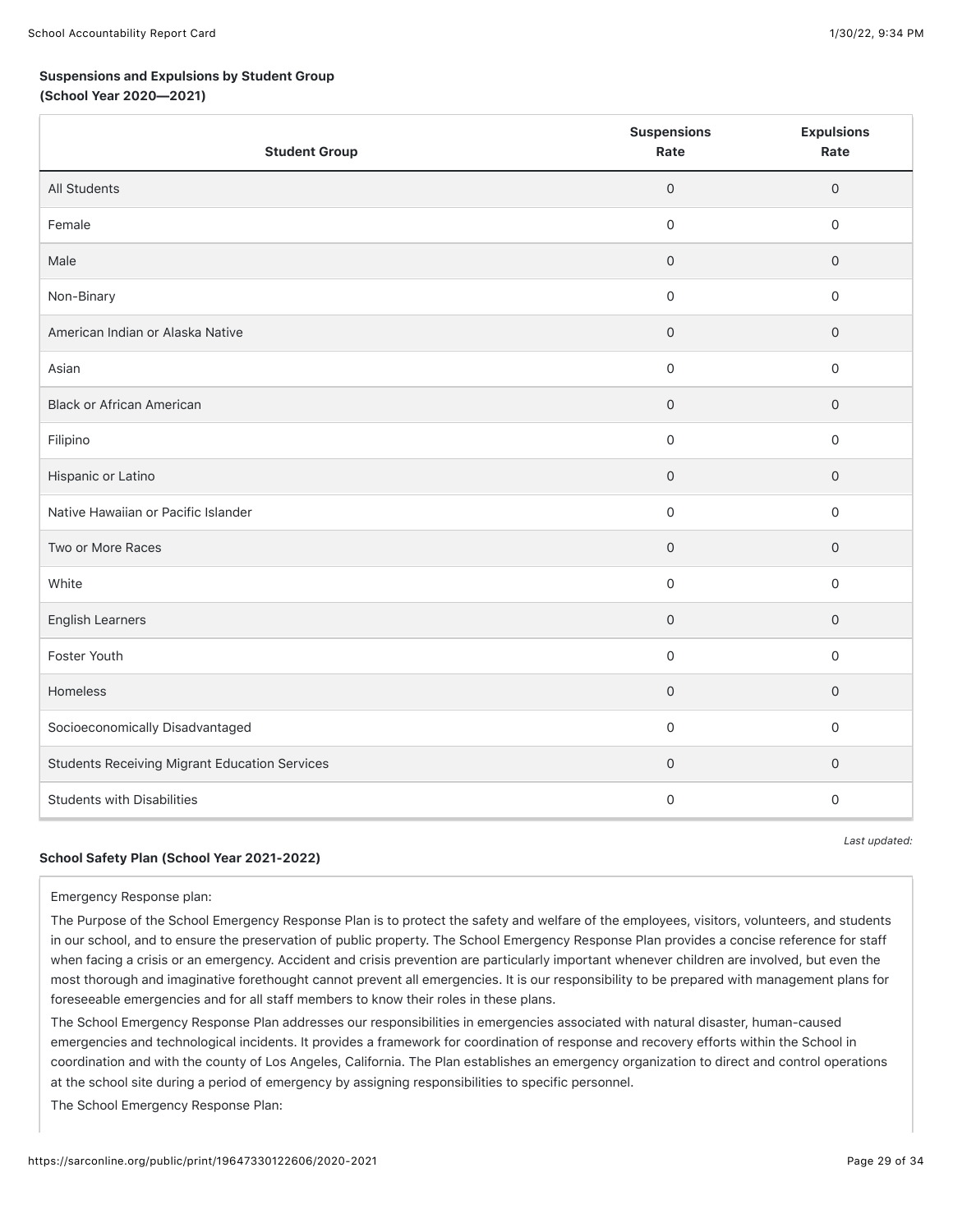**Suspensions and Expulsions by Student Group (School Year 2020—2021)**

| Student Group | Suspensions Rate | Expulsions Rate |
|---|---|---|
| All Students | 0 | 0 |
| Female | 0 | 0 |
| Male | 0 | 0 |
| Non-Binary | 0 | 0 |
| American Indian or Alaska Native | 0 | 0 |
| Asian | 0 | 0 |
| Black or African American | 0 | 0 |
| Filipino | 0 | 0 |
| Hispanic or Latino | 0 | 0 |
| Native Hawaiian or Pacific Islander | 0 | 0 |
| Two or More Races | 0 | 0 |
| White | 0 | 0 |
| English Learners | 0 | 0 |
| Foster Youth | 0 | 0 |
| Homeless | 0 | 0 |
| Socioeconomically Disadvantaged | 0 | 0 |
| Students Receiving Migrant Education Services | 0 | 0 |
| Students with Disabilities | 0 | 0 |

*Last updated:*

**School Safety Plan (School Year 2021-2022)**

Emergency Response plan:

The Purpose of the School Emergency Response Plan is to protect the safety and welfare of the employees, visitors, volunteers, and students in our school, and to ensure the preservation of public property. The School Emergency Response Plan provides a concise reference for staff when facing a crisis or an emergency. Accident and crisis prevention are particularly important whenever children are involved, but even the most thorough and imaginative forethought cannot prevent all emergencies. It is our responsibility to be prepared with management plans for foreseeable emergencies and for all staff members to know their roles in these plans.

The School Emergency Response Plan addresses our responsibilities in emergencies associated with natural disaster, human-caused emergencies and technological incidents. It provides a framework for coordination of response and recovery efforts within the School in coordination and with the county of Los Angeles, California. The Plan establishes an emergency organization to direct and control operations at the school site during a period of emergency by assigning responsibilities to specific personnel.

The School Emergency Response Plan: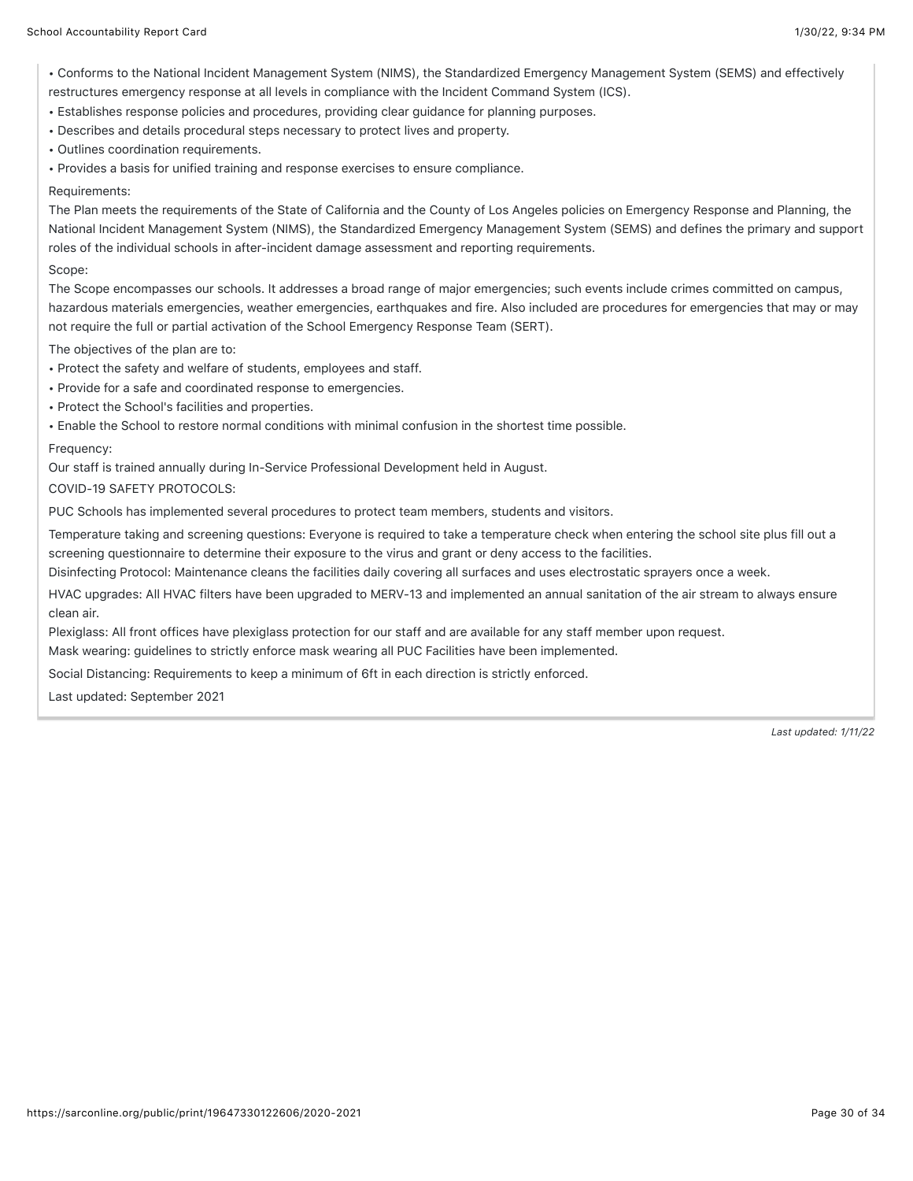- Conforms to the National Incident Management System (NIMS), the Standardized Emergency Management System (SEMS) and effectively restructures emergency response at all levels in compliance with the Incident Command System (ICS).
- Establishes response policies and procedures, providing clear guidance for planning purposes.
- Describes and details procedural steps necessary to protect lives and property.
- Outlines coordination requirements.
- Provides a basis for unified training and response exercises to ensure compliance.

Requirements:

The Plan meets the requirements of the State of California and the County of Los Angeles policies on Emergency Response and Planning, the National Incident Management System (NIMS), the Standardized Emergency Management System (SEMS) and defines the primary and support roles of the individual schools in after-incident damage assessment and reporting requirements.

Scope:

The Scope encompasses our schools. It addresses a broad range of major emergencies; such events include crimes committed on campus, hazardous materials emergencies, weather emergencies, earthquakes and fire. Also included are procedures for emergencies that may or may not require the full or partial activation of the School Emergency Response Team (SERT).

The objectives of the plan are to:

- Protect the safety and welfare of students, employees and staff.
- Provide for a safe and coordinated response to emergencies.
- Protect the School's facilities and properties.
- Enable the School to restore normal conditions with minimal confusion in the shortest time possible.

Frequency:

Our staff is trained annually during In-Service Professional Development held in August.

COVID-19 SAFETY PROTOCOLS:

PUC Schools has implemented several procedures to protect team members, students and visitors.

Temperature taking and screening questions: Everyone is required to take a temperature check when entering the school site plus fill out a screening questionnaire to determine their exposure to the virus and grant or deny access to the facilities.

Disinfecting Protocol: Maintenance cleans the facilities daily covering all surfaces and uses electrostatic sprayers once a week.

HVAC upgrades: All HVAC filters have been upgraded to MERV-13 and implemented an annual sanitation of the air stream to always ensure clean air.

Plexiglass: All front offices have plexiglass protection for our staff and are available for any staff member upon request.

Mask wearing: guidelines to strictly enforce mask wearing all PUC Facilities have been implemented.

Social Distancing: Requirements to keep a minimum of 6ft in each direction is strictly enforced.

Last updated: September 2021

*Last updated: 1/11/22*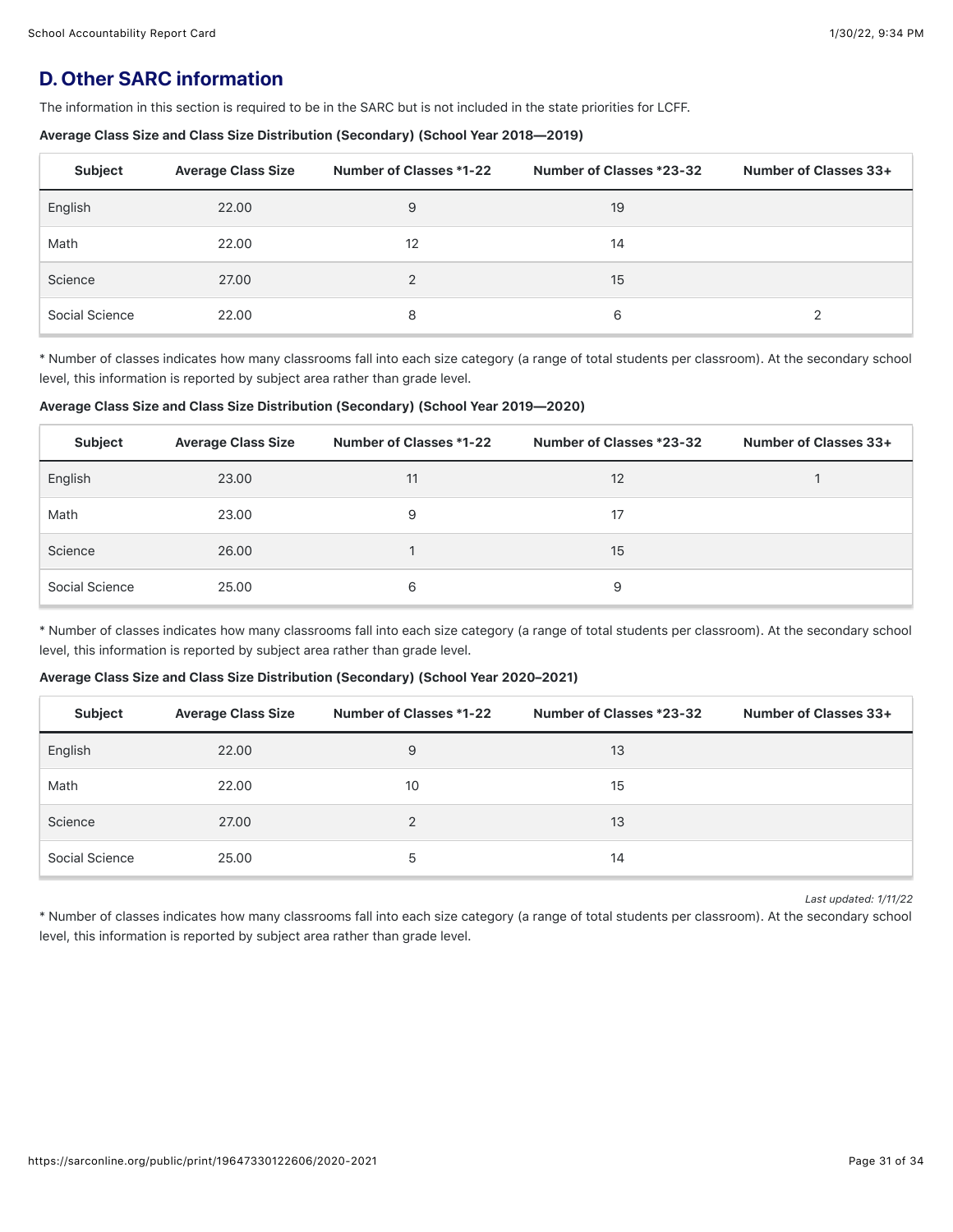## D. Other SARC information

The information in this section is required to be in the SARC but is not included in the state priorities for LCFF.

**Average Class Size and Class Size Distribution (Secondary) (School Year 2018—2019)**

| Subject | Average Class Size | Number of Classes *1-22 | Number of Classes *23-32 | Number of Classes 33+ |
|---|---|---|---|---|
| English | 22.00 | 9 | 19 | |
| Math | 22.00 | 12 | 14 | |
| Science | 27.00 | 2 | 15 | |
| Social Science | 22.00 | 8 | 6 | 2 |

* Number of classes indicates how many classrooms fall into each size category (a range of total students per classroom). At the secondary school level, this information is reported by subject area rather than grade level.

**Average Class Size and Class Size Distribution (Secondary) (School Year 2019—2020)**

| Subject | Average Class Size | Number of Classes *1-22 | Number of Classes *23-32 | Number of Classes 33+ |
|---|---|---|---|---|
| English | 23.00 | 11 | 12 | 1 |
| Math | 23.00 | 9 | 17 | |
| Science | 26.00 | 1 | 15 | |
| Social Science | 25.00 | 6 | 9 | |

* Number of classes indicates how many classrooms fall into each size category (a range of total students per classroom). At the secondary school level, this information is reported by subject area rather than grade level.

**Average Class Size and Class Size Distribution (Secondary) (School Year 2020–2021)**

| Subject | Average Class Size | Number of Classes *1-22 | Number of Classes *23-32 | Number of Classes 33+ |
|---|---|---|---|---|
| English | 22.00 | 9 | 13 | |
| Math | 22.00 | 10 | 15 | |
| Science | 27.00 | 2 | 13 | |
| Social Science | 25.00 | 5 | 14 | |

*Last updated: 1/11/22*

* Number of classes indicates how many classrooms fall into each size category (a range of total students per classroom). At the secondary school level, this information is reported by subject area rather than grade level.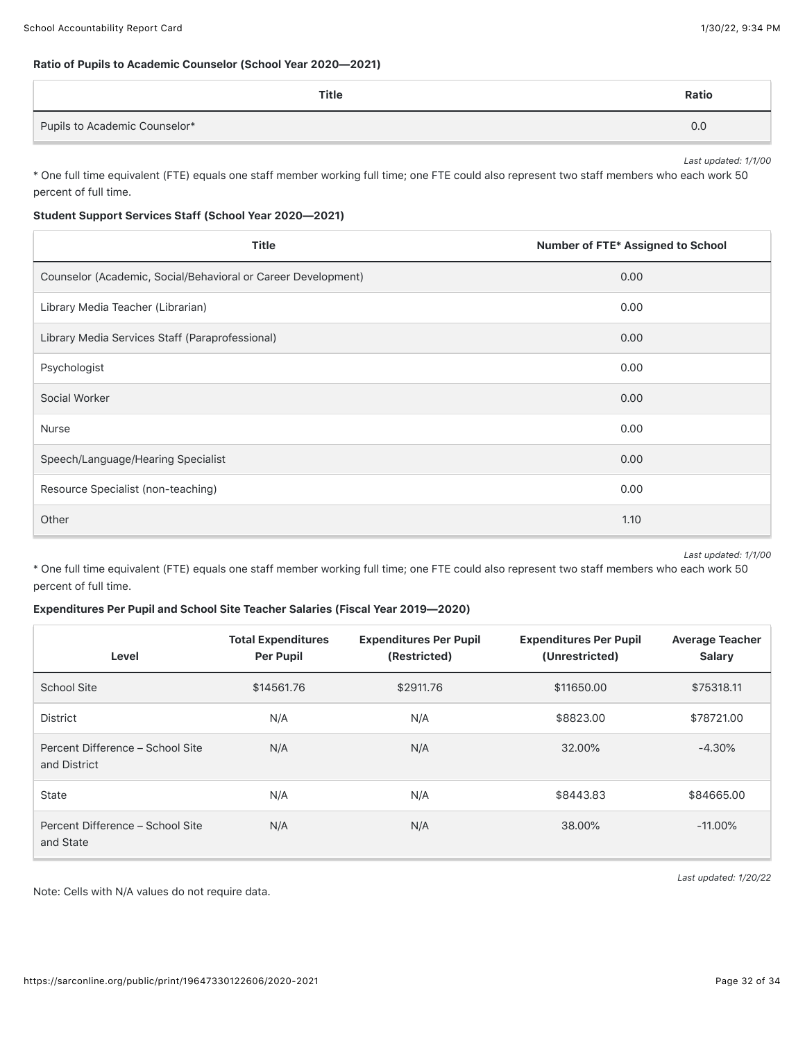**Ratio of Pupils to Academic Counselor (School Year 2020—2021)**

| Title | Ratio |
| --- | --- |
| Pupils to Academic Counselor* | 0.0 |

*Last updated: 1/1/00*

* One full time equivalent (FTE) equals one staff member working full time; one FTE could also represent two staff members who each work 50 percent of full time.

**Student Support Services Staff (School Year 2020—2021)**

| Title | Number of FTE* Assigned to School |
| --- | --- |
| Counselor (Academic, Social/Behavioral or Career Development) | 0.00 |
| Library Media Teacher (Librarian) | 0.00 |
| Library Media Services Staff (Paraprofessional) | 0.00 |
| Psychologist | 0.00 |
| Social Worker | 0.00 |
| Nurse | 0.00 |
| Speech/Language/Hearing Specialist | 0.00 |
| Resource Specialist (non-teaching) | 0.00 |
| Other | 1.10 |

*Last updated: 1/1/00*

* One full time equivalent (FTE) equals one staff member working full time; one FTE could also represent two staff members who each work 50 percent of full time.

**Expenditures Per Pupil and School Site Teacher Salaries (Fiscal Year 2019—2020)**

| Level | Total Expenditures Per Pupil | Expenditures Per Pupil (Restricted) | Expenditures Per Pupil (Unrestricted) | Average Teacher Salary |
| --- | --- | --- | --- | --- |
| School Site | $14561.76 | $2911.76 | $11650.00 | $75318.11 |
| District | N/A | N/A | $8823.00 | $78721.00 |
| Percent Difference – School Site and District | N/A | N/A | 32.00% | -4.30% |
| State | N/A | N/A | $8443.83 | $84665.00 |
| Percent Difference – School Site and State | N/A | N/A | 38.00% | -11.00% |

*Last updated: 1/20/22*

Note: Cells with N/A values do not require data.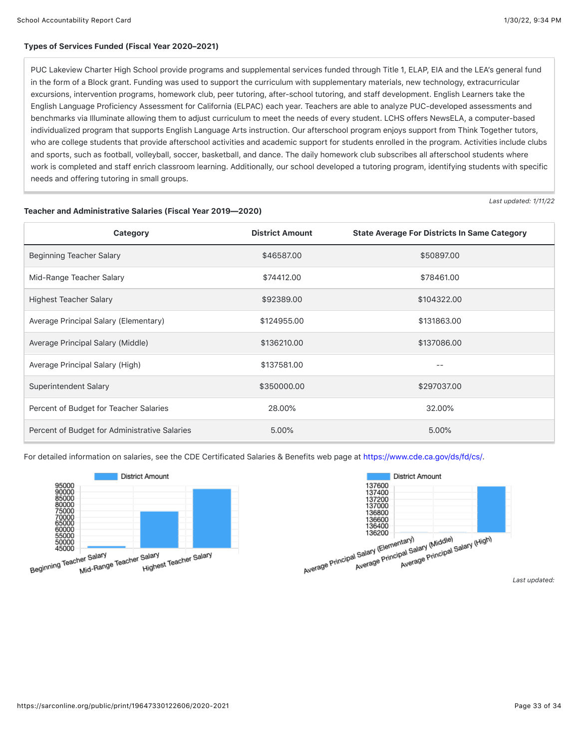### Types of Services Funded (Fiscal Year 2020–2021)

PUC Lakeview Charter High School provide programs and supplemental services funded through Title 1, ELAP, EIA and the LEA's general fund in the form of a Block grant. Funding was used to support the curriculum with supplementary materials, new technology, extracurricular excursions, intervention programs, homework club, peer tutoring, after-school tutoring, and staff development. English Learners take the English Language Proficiency Assessment for California (ELPAC) each year. Teachers are able to analyze PUC-developed assessments and benchmarks via Illuminate allowing them to adjust curriculum to meet the needs of every student. LCHS offers NewsELA, a computer-based individualized program that supports English Language Arts instruction. Our afterschool program enjoys support from Think Together tutors, who are college students that provide afterschool activities and academic support for students enrolled in the program. Activities include clubs and sports, such as football, volleyball, soccer, basketball, and dance. The daily homework club subscribes all afterschool students where work is completed and staff enrich classroom learning. Additionally, our school developed a tutoring program, identifying students with specific needs and offering tutoring in small groups.

*Last updated: 1/11/22*

### Teacher and Administrative Salaries (Fiscal Year 2019—2020)

| Category | District Amount | State Average For Districts In Same Category |
|---|---|---|
| Beginning Teacher Salary | $46587.00 | $50897.00 |
| Mid-Range Teacher Salary | $74412.00 | $78461.00 |
| Highest Teacher Salary | $92389.00 | $104322.00 |
| Average Principal Salary (Elementary) | $124955.00 | $131863.00 |
| Average Principal Salary (Middle) | $136210.00 | $137086.00 |
| Average Principal Salary (High) | $137581.00 | -- |
| Superintendent Salary | $350000.00 | $297037.00 |
| Percent of Budget for Teacher Salaries | 28.00% | 32.00% |
| Percent of Budget for Administrative Salaries | 5.00% | 5.00% |

For detailed information on salaries, see the CDE Certificated Salaries & Benefits web page at https://www.cde.ca.gov/ds/fd/cs/.

*Last updated:*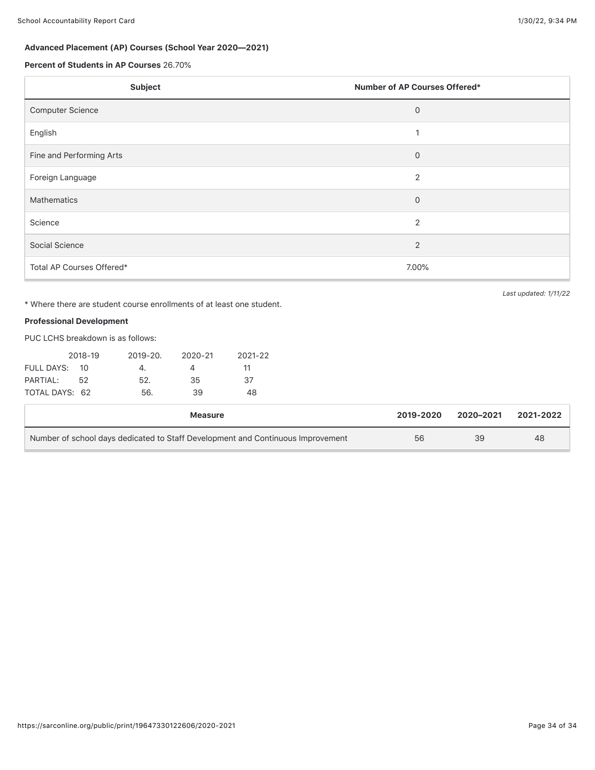**Advanced Placement (AP) Courses (School Year 2020—2021)**

**Percent of Students in AP Courses** 26.70%

| Subject | Number of AP Courses Offered* |
|---|---|
| Computer Science | 0 |
| English | 1 |
| Fine and Performing Arts | 0 |
| Foreign Language | 2 |
| Mathematics | 0 |
| Science | 2 |
| Social Science | 2 |
| Total AP Courses Offered* | 7.00% |

*Last updated: 1/11/22*

* Where there are student course enrollments of at least one student.

**Professional Development**

PUC LCHS breakdown is as follows:

| | 2018-19 | 2019-20. | 2020-21 | 2021-22 |
|---|---|---|---|---|
| FULL DAYS: | 10 | 4. | 4 | 11 |
| PARTIAL: | 52 | 52. | 35 | 37 |
| TOTAL DAYS: | 62 | 56. | 39 | 48 |

| Measure | 2019-2020 | 2020–2021 | 2021-2022 |
|---|---|---|---|
| Number of school days dedicated to Staff Development and Continuous Improvement | 56 | 39 | 48 |